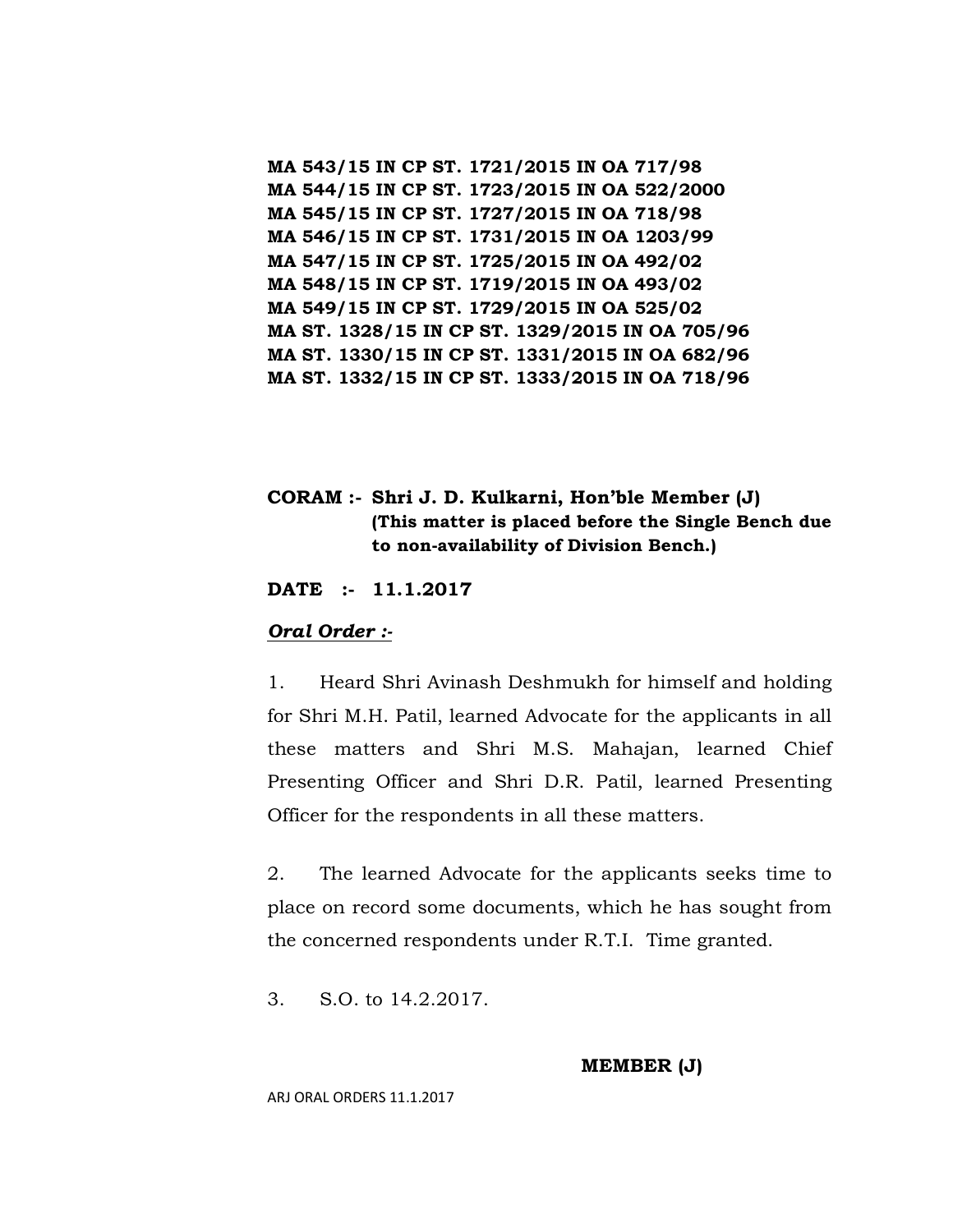**MA 543/15 IN CP ST. 1721/2015 IN OA 717/98**
**MA 544/15 IN CP ST. 1723/2015 IN OA 522/2000**
**MA 545/15 IN CP ST. 1727/2015 IN OA 718/98**
**MA 546/15 IN CP ST. 1731/2015 IN OA 1203/99**
**MA 547/15 IN CP ST. 1725/2015 IN OA 492/02**
**MA 548/15 IN CP ST. 1719/2015 IN OA 493/02**
**MA 549/15 IN CP ST. 1729/2015 IN OA 525/02**
**MA ST. 1328/15 IN CP ST. 1329/2015 IN OA 705/96**
**MA ST. 1330/15 IN CP ST. 1331/2015 IN OA 682/96**
**MA ST. 1332/15 IN CP ST. 1333/2015 IN OA 718/96**

**CORAM :- Shri J. D. Kulkarni, Hon'ble Member (J)**
**(This matter is placed before the Single Bench due to non-availability of Division Bench.)**

**DATE :- 11.1.2017**

***Oral Order :-***

1. Heard Shri Avinash Deshmukh for himself and holding for Shri M.H. Patil, learned Advocate for the applicants in all these matters and Shri M.S. Mahajan, learned Chief Presenting Officer and Shri D.R. Patil, learned Presenting Officer for the respondents in all these matters.

2. The learned Advocate for the applicants seeks time to place on record some documents, which he has sought from the concerned respondents under R.T.I. Time granted.

3. S.O. to 14.2.2017.

**MEMBER (J)**

ARJ ORAL ORDERS 11.1.2017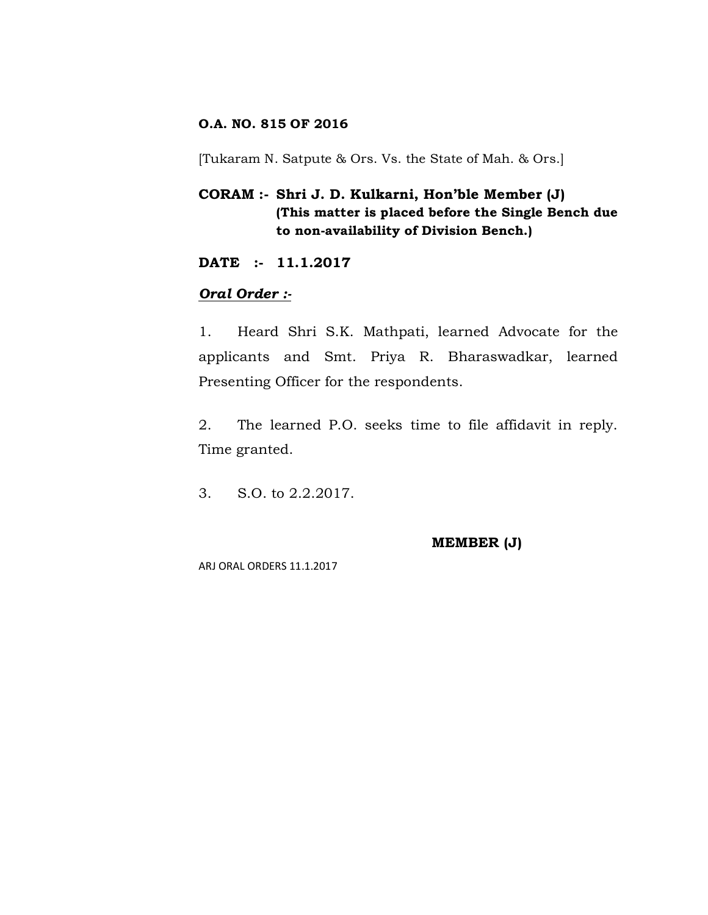**O.A. NO. 815 OF 2016**

[Tukaram N. Satpute & Ors. Vs. the State of Mah. & Ors.]

**CORAM :- Shri J. D. Kulkarni, Hon'ble Member (J)**
**(This matter is placed before the Single Bench due to non-availability of Division Bench.)**

**DATE :- 11.1.2017**

***Oral Order :-***

1. Heard Shri S.K. Mathpati, learned Advocate for the applicants and Smt. Priya R. Bharaswadkar, learned Presenting Officer for the respondents.

2. The learned P.O. seeks time to file affidavit in reply. Time granted.

3. S.O. to 2.2.2017.

**MEMBER (J)**

ARJ ORAL ORDERS 11.1.2017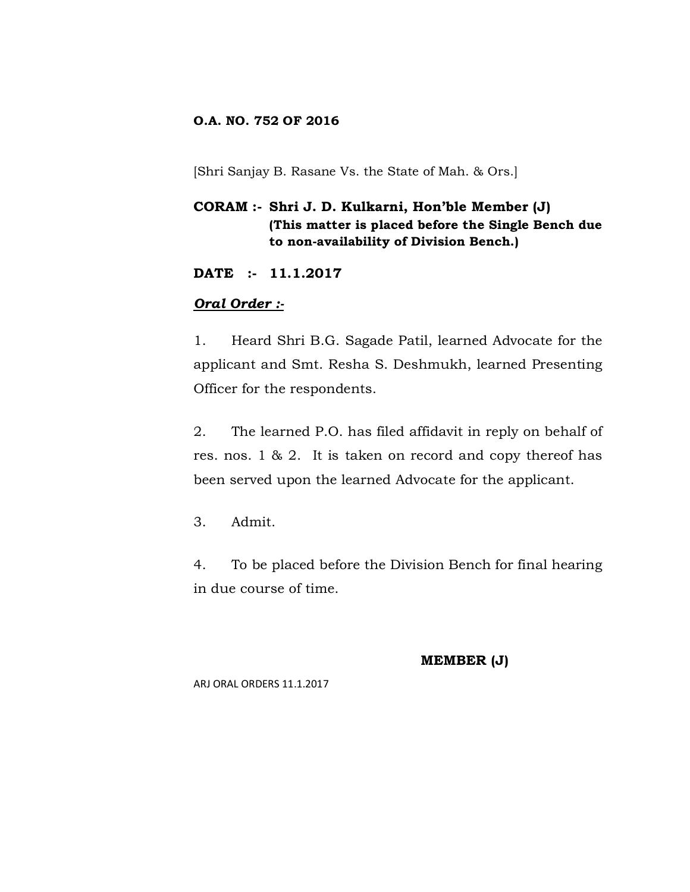**O.A. NO. 752 OF 2016**

[Shri Sanjay B. Rasane Vs. the State of Mah. & Ors.]

**CORAM :- Shri J. D. Kulkarni, Hon'ble Member (J)**
**(This matter is placed before the Single Bench due to non-availability of Division Bench.)**

**DATE :- 11.1.2017**

***Oral Order :-***

1. Heard Shri B.G. Sagade Patil, learned Advocate for the applicant and Smt. Resha S. Deshmukh, learned Presenting Officer for the respondents.

2. The learned P.O. has filed affidavit in reply on behalf of res. nos. 1 & 2. It is taken on record and copy thereof has been served upon the learned Advocate for the applicant.

3. Admit.

4. To be placed before the Division Bench for final hearing in due course of time.

**MEMBER (J)**

ARJ ORAL ORDERS 11.1.2017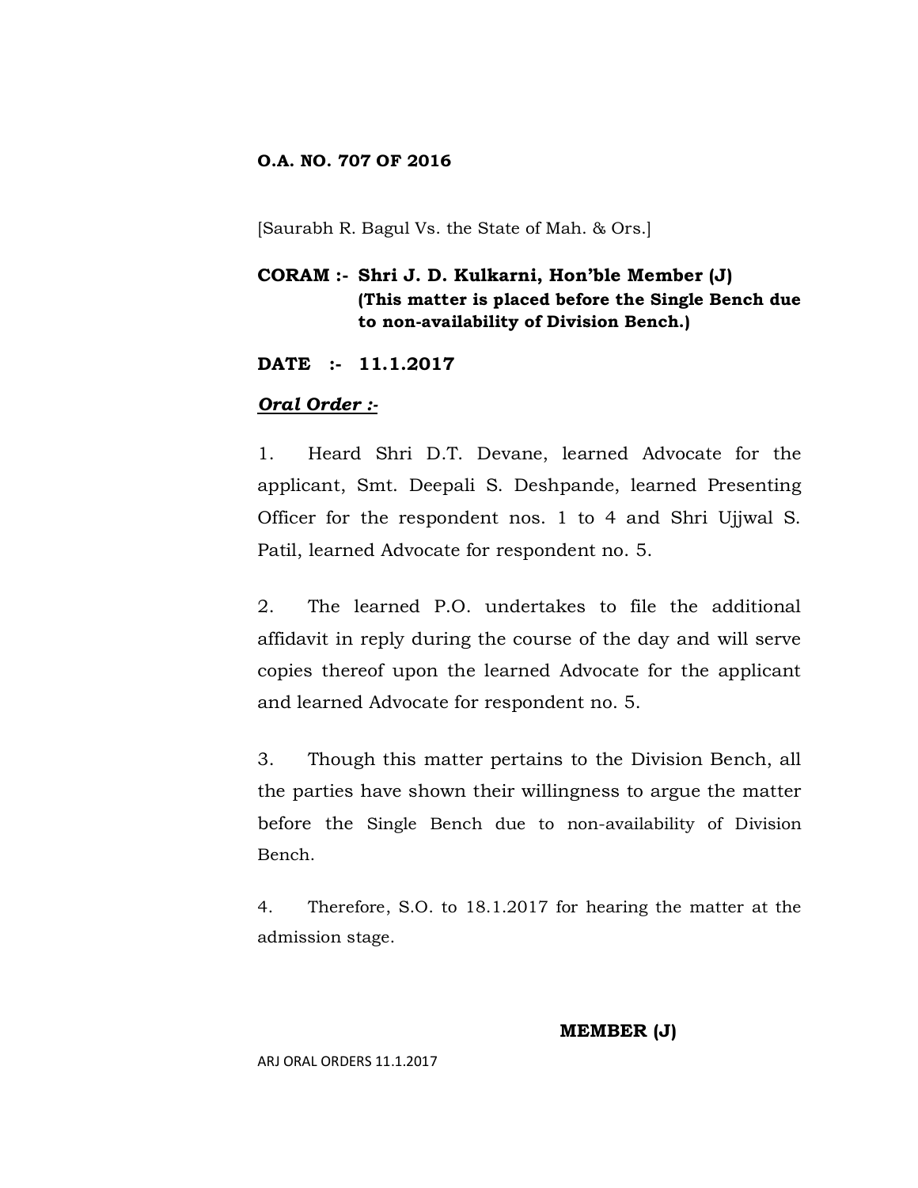**O.A. NO. 707 OF 2016**

[Saurabh R. Bagul Vs. the State of Mah. & Ors.]

**CORAM :- Shri J. D. Kulkarni, Hon'ble Member (J)**
**(This matter is placed before the Single Bench due to non-availability of Division Bench.)**

**DATE :- 11.1.2017**

***Oral Order :-***

1. Heard Shri D.T. Devane, learned Advocate for the applicant, Smt. Deepali S. Deshpande, learned Presenting Officer for the respondent nos. 1 to 4 and Shri Ujjwal S. Patil, learned Advocate for respondent no. 5.

2. The learned P.O. undertakes to file the additional affidavit in reply during the course of the day and will serve copies thereof upon the learned Advocate for the applicant and learned Advocate for respondent no. 5.

3. Though this matter pertains to the Division Bench, all the parties have shown their willingness to argue the matter before the Single Bench due to non-availability of Division Bench.

4. Therefore, S.O. to 18.1.2017 for hearing the matter at the admission stage.

**MEMBER (J)**

ARJ ORAL ORDERS 11.1.2017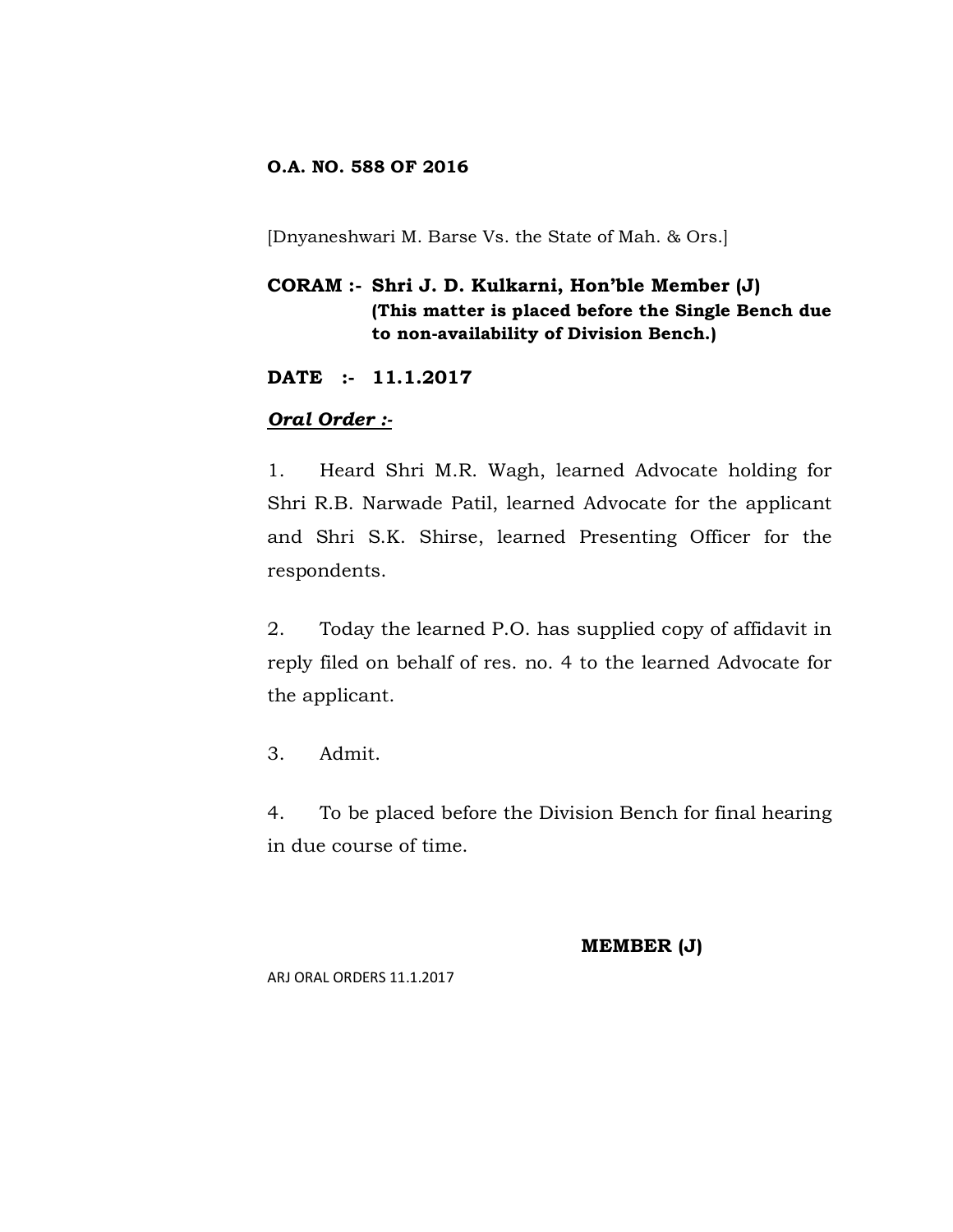**O.A. NO. 588 OF 2016**

[Dnyaneshwari M. Barse Vs. the State of Mah. & Ors.]

**CORAM :- Shri J. D. Kulkarni, Hon'ble Member (J)**
**(This matter is placed before the Single Bench due to non-availability of Division Bench.)**

**DATE :- 11.1.2017**

***Oral Order :-***

1. Heard Shri M.R. Wagh, learned Advocate holding for Shri R.B. Narwade Patil, learned Advocate for the applicant and Shri S.K. Shirse, learned Presenting Officer for the respondents.

2. Today the learned P.O. has supplied copy of affidavit in reply filed on behalf of res. no. 4 to the learned Advocate for the applicant.

3. Admit.

4. To be placed before the Division Bench for final hearing in due course of time.

**MEMBER (J)**

ARJ ORAL ORDERS 11.1.2017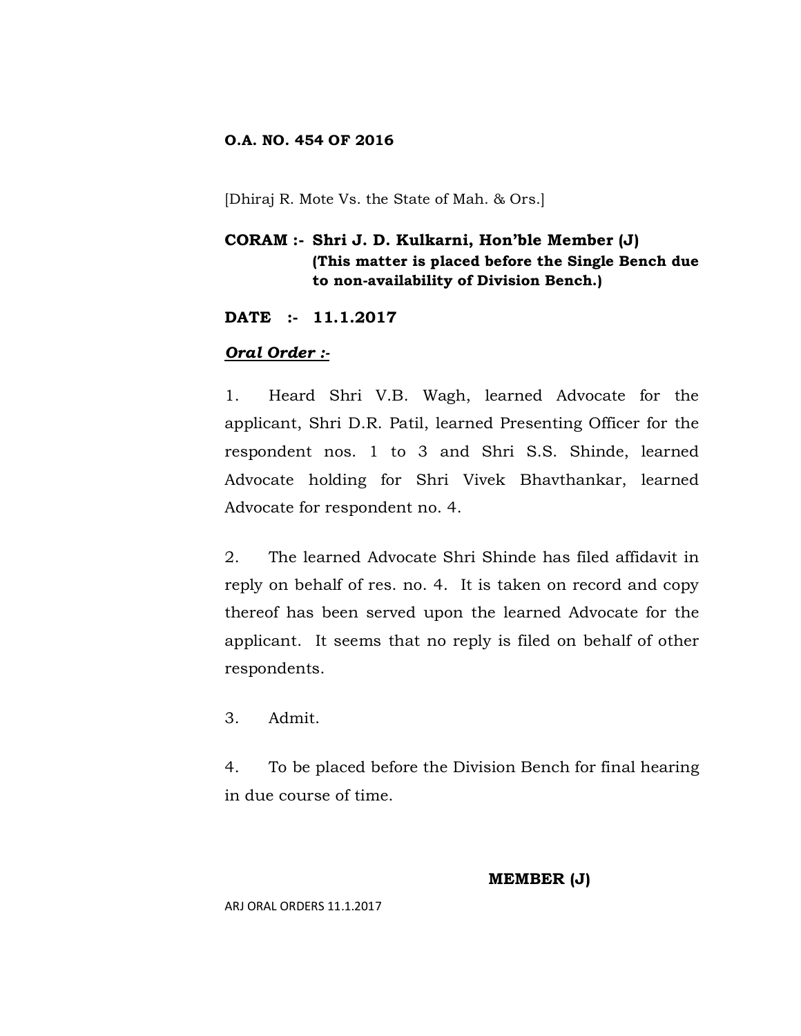**O.A. NO. 454 OF 2016**

[Dhiraj R. Mote Vs. the State of Mah. & Ors.]

**CORAM :- Shri J. D. Kulkarni, Hon'ble Member (J)**
**(This matter is placed before the Single Bench due to non-availability of Division Bench.)**

**DATE :- 11.1.2017**

***Oral Order :-***

1. Heard Shri V.B. Wagh, learned Advocate for the applicant, Shri D.R. Patil, learned Presenting Officer for the respondent nos. 1 to 3 and Shri S.S. Shinde, learned Advocate holding for Shri Vivek Bhavthankar, learned Advocate for respondent no. 4.

2. The learned Advocate Shri Shinde has filed affidavit in reply on behalf of res. no. 4. It is taken on record and copy thereof has been served upon the learned Advocate for the applicant. It seems that no reply is filed on behalf of other respondents.

3. Admit.

4. To be placed before the Division Bench for final hearing in due course of time.

**MEMBER (J)**

ARJ ORAL ORDERS 11.1.2017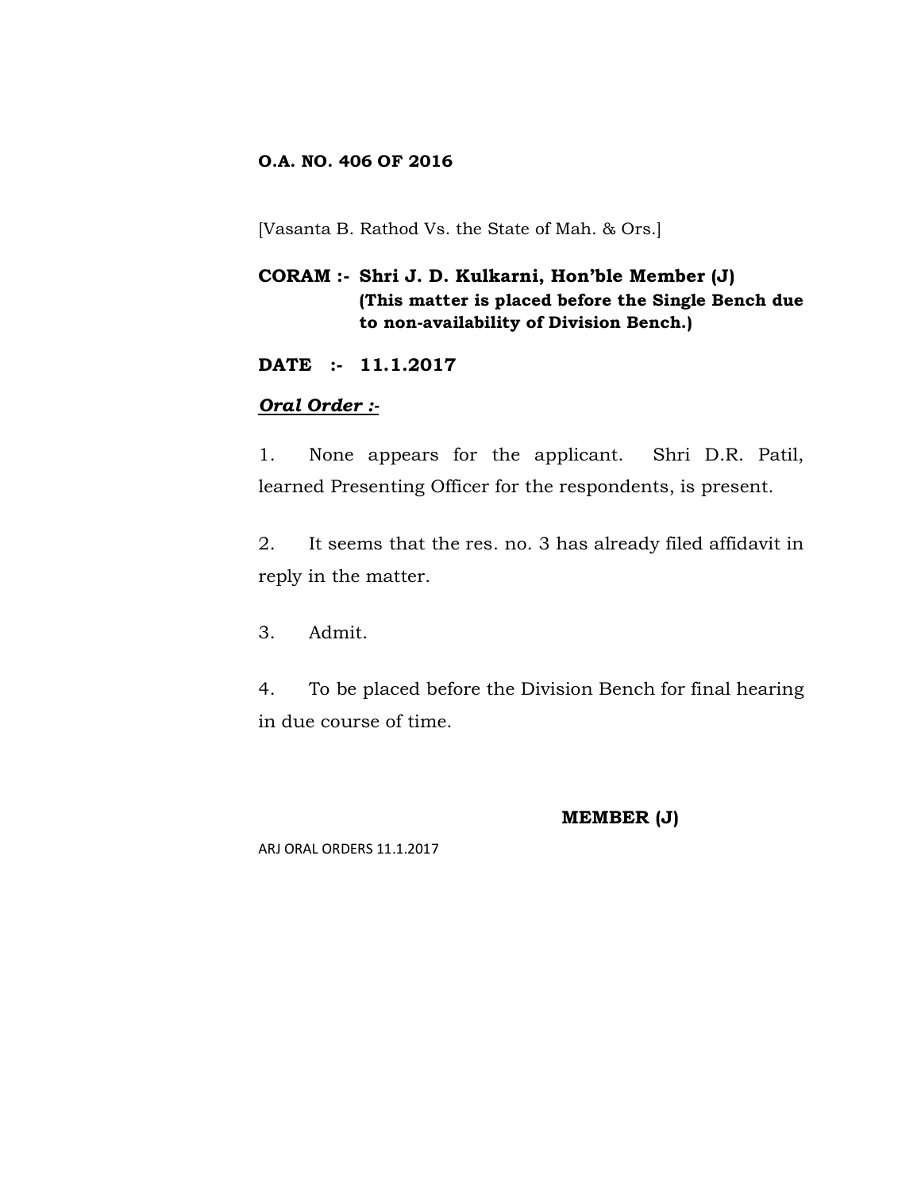**O.A. NO. 406 OF 2016**

[Vasanta B. Rathod Vs. the State of Mah. & Ors.]

**CORAM :- Shri J. D. Kulkarni, Hon'ble Member (J)**
**(This matter is placed before the Single Bench due to non-availability of Division Bench.)**

**DATE :- 11.1.2017**

***Oral Order :-***

1. None appears for the applicant. Shri D.R. Patil, learned Presenting Officer for the respondents, is present.

2. It seems that the res. no. 3 has already filed affidavit in reply in the matter.

3. Admit.

4. To be placed before the Division Bench for final hearing in due course of time.

**MEMBER (J)**

ARJ ORAL ORDERS 11.1.2017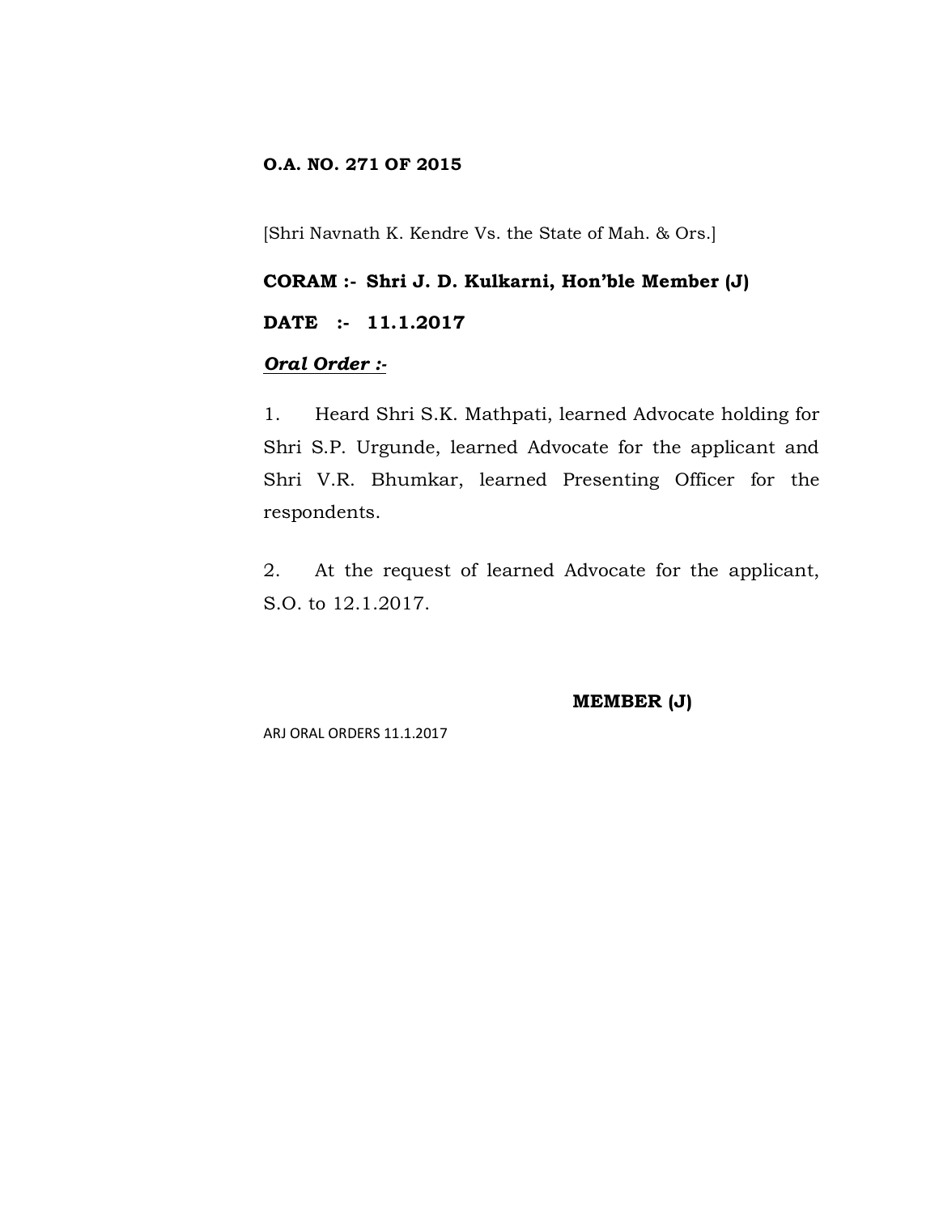**O.A. NO. 271 OF 2015**

[Shri Navnath K. Kendre Vs. the State of Mah. & Ors.]

**CORAM :- Shri J. D. Kulkarni, Hon'ble Member (J)**

**DATE :- 11.1.2017**

***Oral Order :-***

1. Heard Shri S.K. Mathpati, learned Advocate holding for Shri S.P. Urgunde, learned Advocate for the applicant and Shri V.R. Bhumkar, learned Presenting Officer for the respondents.

2. At the request of learned Advocate for the applicant, S.O. to 12.1.2017.

**MEMBER (J)**

ARJ ORAL ORDERS 11.1.2017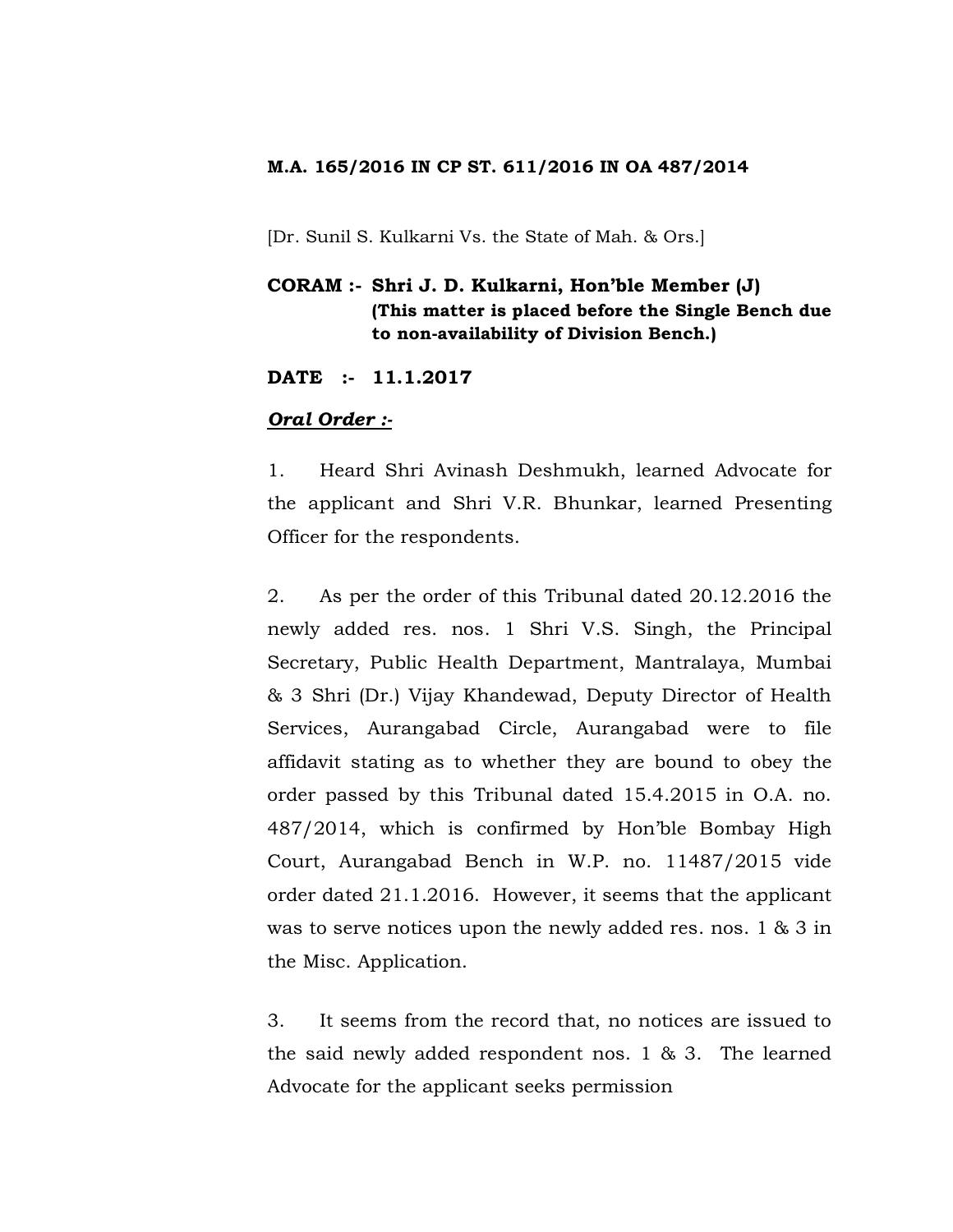**M.A. 165/2016 IN CP ST. 611/2016 IN OA 487/2014**

[Dr. Sunil S. Kulkarni Vs. the State of Mah. & Ors.]

**CORAM :- Shri J. D. Kulkarni, Hon'ble Member (J)**
**(This matter is placed before the Single Bench due to non-availability of Division Bench.)**

**DATE :- 11.1.2017**

***Oral Order :-***

1. Heard Shri Avinash Deshmukh, learned Advocate for the applicant and Shri V.R. Bhunkar, learned Presenting Officer for the respondents.

2. As per the order of this Tribunal dated 20.12.2016 the newly added res. nos. 1 Shri V.S. Singh, the Principal Secretary, Public Health Department, Mantralaya, Mumbai & 3 Shri (Dr.) Vijay Khandewad, Deputy Director of Health Services, Aurangabad Circle, Aurangabad were to file affidavit stating as to whether they are bound to obey the order passed by this Tribunal dated 15.4.2015 in O.A. no. 487/2014, which is confirmed by Hon'ble Bombay High Court, Aurangabad Bench in W.P. no. 11487/2015 vide order dated 21.1.2016. However, it seems that the applicant was to serve notices upon the newly added res. nos. 1 & 3 in the Misc. Application.

3. It seems from the record that, no notices are issued to the said newly added respondent nos. 1 & 3. The learned Advocate for the applicant seeks permission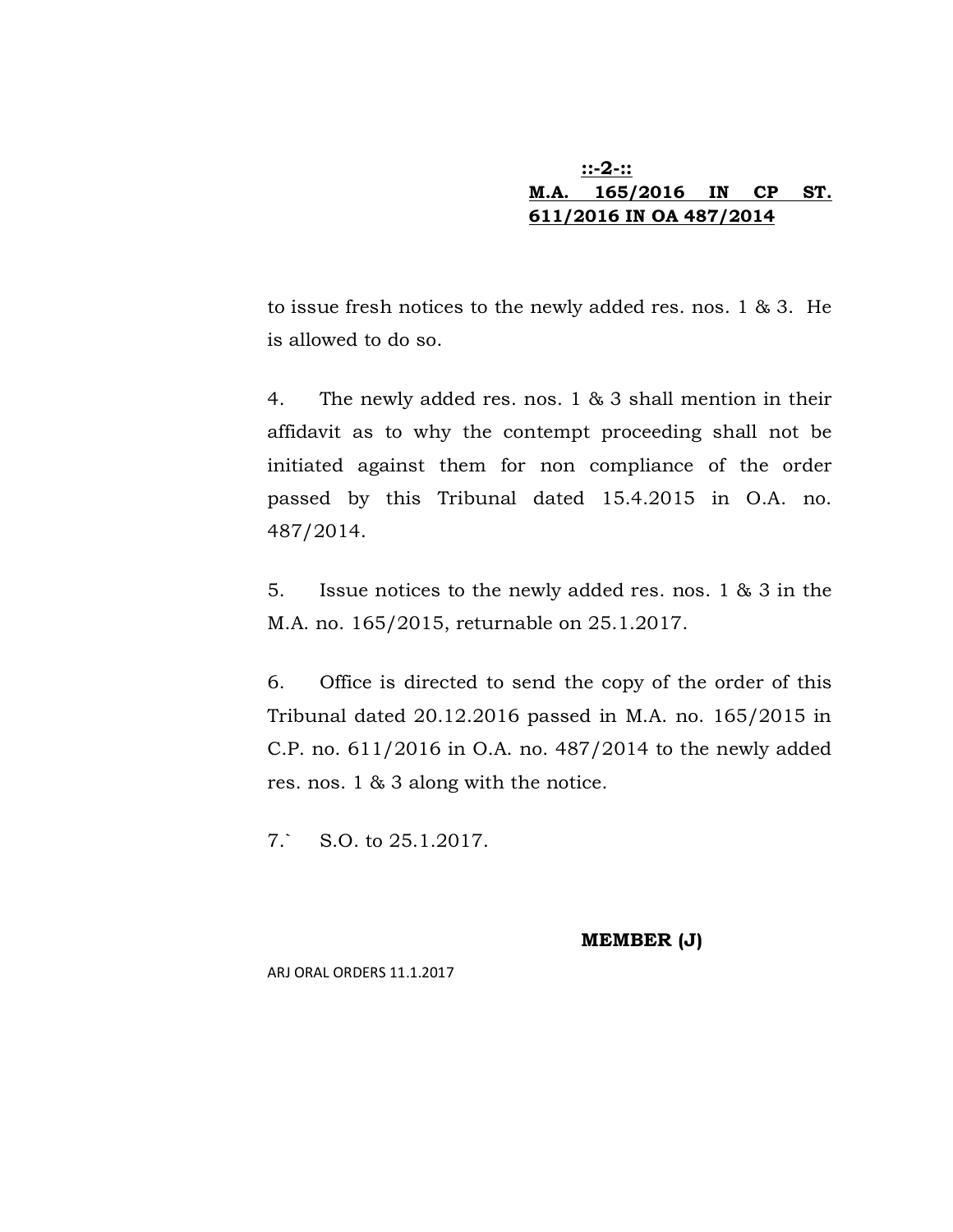to issue fresh notices to the newly added res. nos. 1 & 3. He is allowed to do so.

4. The newly added res. nos. 1 & 3 shall mention in their affidavit as to why the contempt proceeding shall not be initiated against them for non compliance of the order passed by this Tribunal dated 15.4.2015 in O.A. no. 487/2014.

5. Issue notices to the newly added res. nos. 1 & 3 in the M.A. no. 165/2015, returnable on 25.1.2017.

6. Office is directed to send the copy of the order of this Tribunal dated 20.12.2016 passed in M.A. no. 165/2015 in C.P. no. 611/2016 in O.A. no. 487/2014 to the newly added res. nos. 1 & 3 along with the notice.

7.` S.O. to 25.1.2017.

**MEMBER (J)**

ARJ ORAL ORDERS 11.1.2017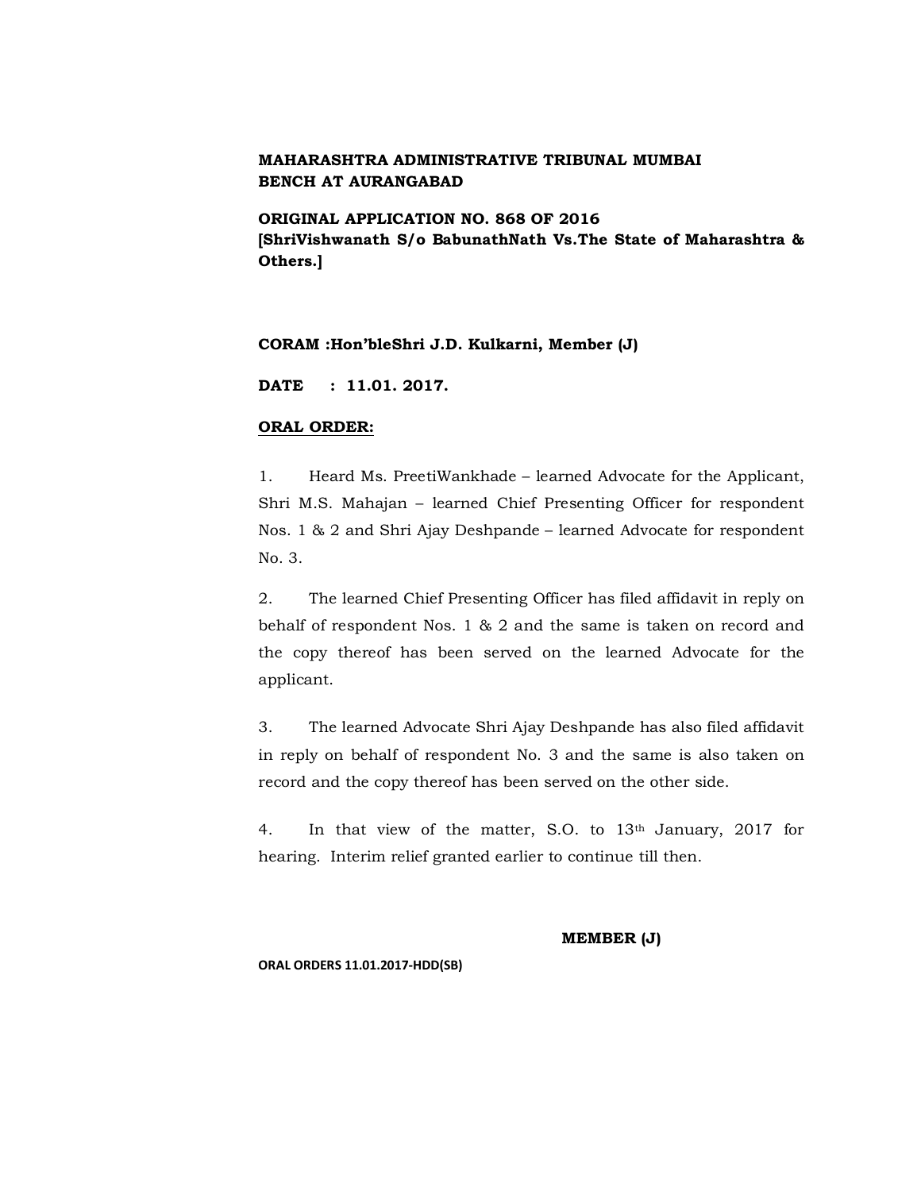**MAHARASHTRA ADMINISTRATIVE TRIBUNAL MUMBAI BENCH AT AURANGABAD**

**ORIGINAL APPLICATION NO. 868 OF 2016**
**[ShriVishwanath S/o BabunathNath Vs.The State of Maharashtra & Others.]**

**CORAM :Hon'bleShri J.D. Kulkarni, Member (J)**

**DATE : 11.01. 2017.**

**ORAL ORDER:**

1. Heard Ms. PreetiWankhade – learned Advocate for the Applicant, Shri M.S. Mahajan – learned Chief Presenting Officer for respondent Nos. 1 & 2 and Shri Ajay Deshpande – learned Advocate for respondent No. 3.

2. The learned Chief Presenting Officer has filed affidavit in reply on behalf of respondent Nos. 1 & 2 and the same is taken on record and the copy thereof has been served on the learned Advocate for the applicant.

3. The learned Advocate Shri Ajay Deshpande has also filed affidavit in reply on behalf of respondent No. 3 and the same is also taken on record and the copy thereof has been served on the other side.

4. In that view of the matter, S.O. to 13th January, 2017 for hearing. Interim relief granted earlier to continue till then.

**MEMBER (J)**

**ORAL ORDERS 11.01.2017-HDD(SB)**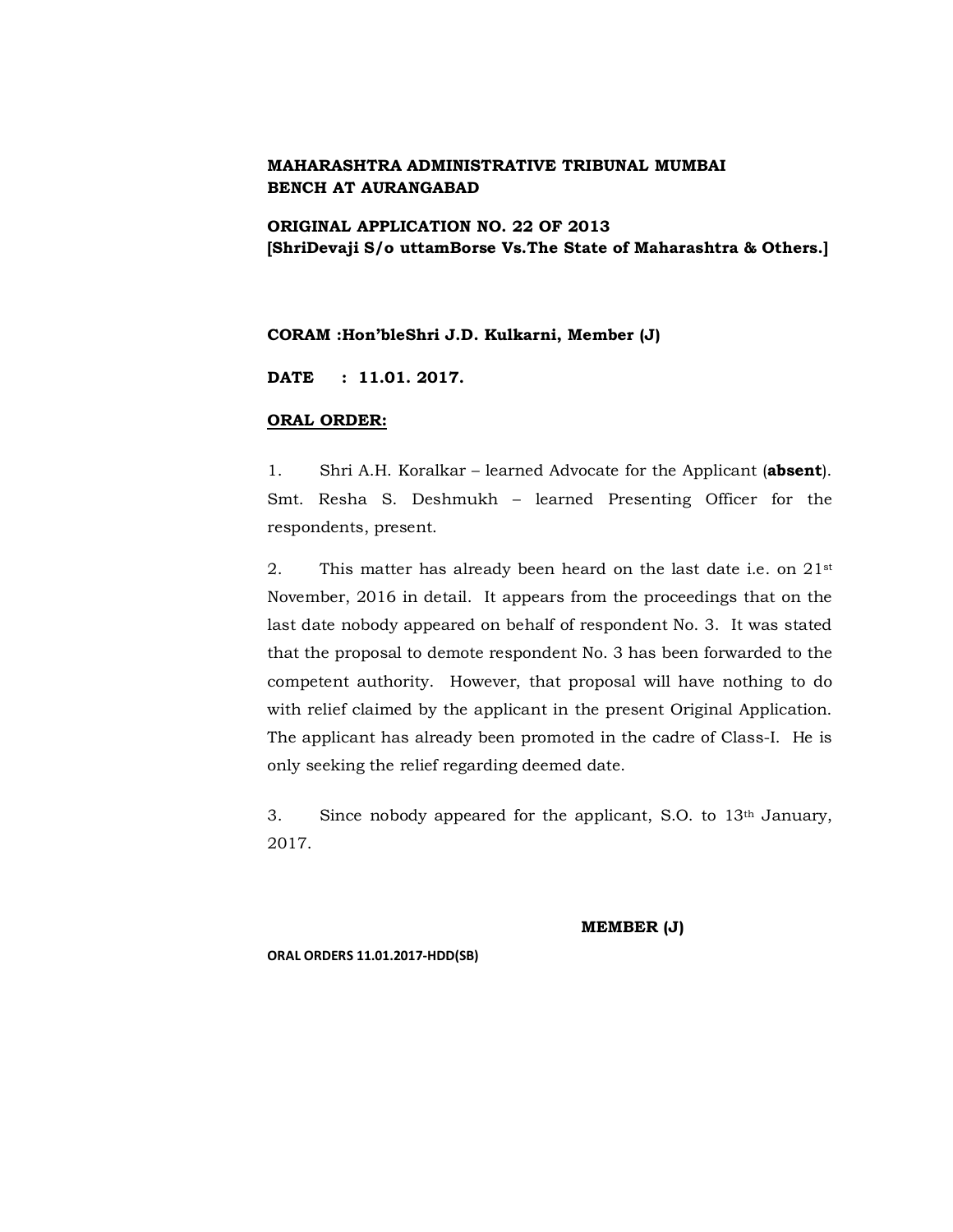**MAHARASHTRA ADMINISTRATIVE TRIBUNAL MUMBAI BENCH AT AURANGABAD**

**ORIGINAL APPLICATION NO. 22 OF 2013**
**[ShriDevaji S/o uttamBorse Vs.The State of Maharashtra & Others.]**

**CORAM :Hon'bleShri J.D. Kulkarni, Member (J)**

**DATE : 11.01. 2017.**

**<u>ORAL ORDER:</u>**

1. Shri A.H. Koralkar – learned Advocate for the Applicant (**absent**). Smt. Resha S. Deshmukh – learned Presenting Officer for the respondents, present.

2. This matter has already been heard on the last date i.e. on 21st November, 2016 in detail. It appears from the proceedings that on the last date nobody appeared on behalf of respondent No. 3. It was stated that the proposal to demote respondent No. 3 has been forwarded to the competent authority. However, that proposal will have nothing to do with relief claimed by the applicant in the present Original Application. The applicant has already been promoted in the cadre of Class-I. He is only seeking the relief regarding deemed date.

3. Since nobody appeared for the applicant, S.O. to 13th January, 2017.

**MEMBER (J)**

**ORAL ORDERS 11.01.2017-HDD(SB)**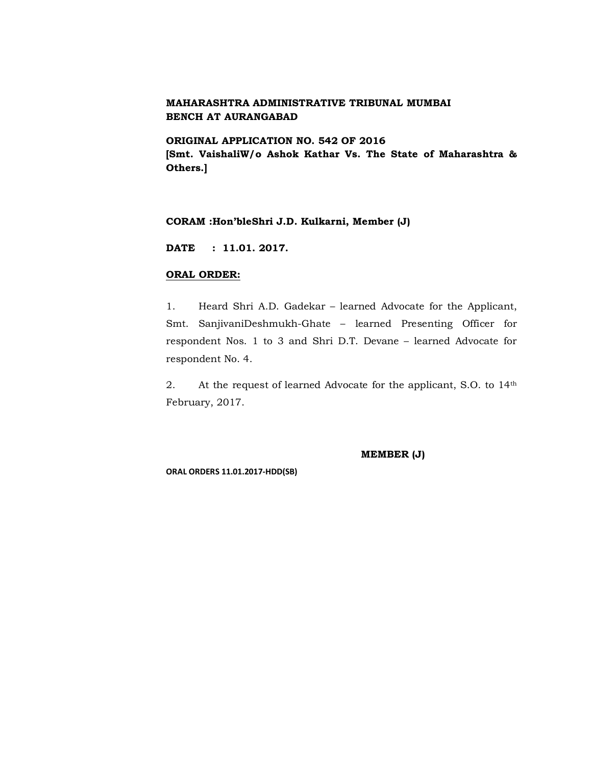**MAHARASHTRA ADMINISTRATIVE TRIBUNAL MUMBAI BENCH AT AURANGABAD**

**ORIGINAL APPLICATION NO. 542 OF 2016**
**[Smt. VaishaliW/o Ashok Kathar Vs. The State of Maharashtra & Others.]**

**CORAM :Hon'bleShri J.D. Kulkarni, Member (J)**

**DATE : 11.01. 2017.**

**ORAL ORDER:**

1. Heard Shri A.D. Gadekar – learned Advocate for the Applicant, Smt. SanjivaniDeshmukh-Ghate – learned Presenting Officer for respondent Nos. 1 to 3 and Shri D.T. Devane – learned Advocate for respondent No. 4.

2. At the request of learned Advocate for the applicant, S.O. to 14th February, 2017.

**MEMBER (J)**

**ORAL ORDERS 11.01.2017-HDD(SB)**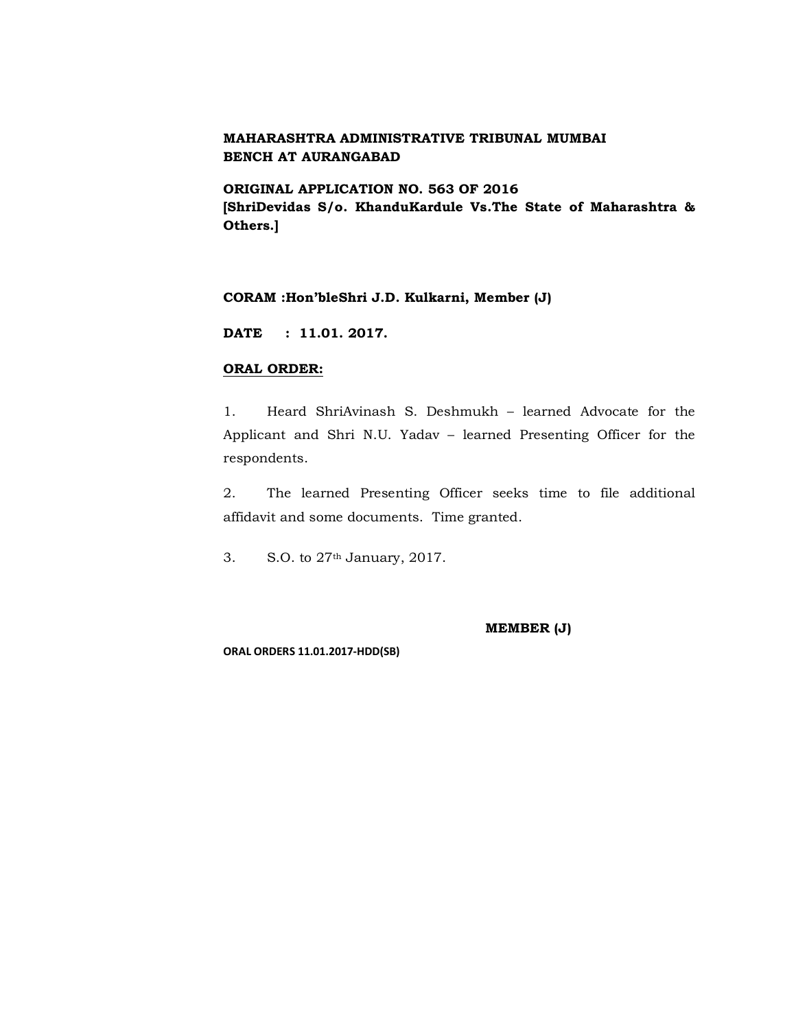**MAHARASHTRA ADMINISTRATIVE TRIBUNAL MUMBAI BENCH AT AURANGABAD**

**ORIGINAL APPLICATION NO. 563 OF 2016**
**[ShriDevidas S/o. KhanduKardule Vs.The State of Maharashtra & Others.]**

**CORAM :Hon'bleShri J.D. Kulkarni, Member (J)**

**DATE : 11.01. 2017.**

**<u>ORAL ORDER:</u>**

1. Heard ShriAvinash S. Deshmukh – learned Advocate for the Applicant and Shri N.U. Yadav – learned Presenting Officer for the respondents.

2. The learned Presenting Officer seeks time to file additional affidavit and some documents. Time granted.

3. S.O. to 27th January, 2017.

**MEMBER (J)**

**ORAL ORDERS 11.01.2017-HDD(SB)**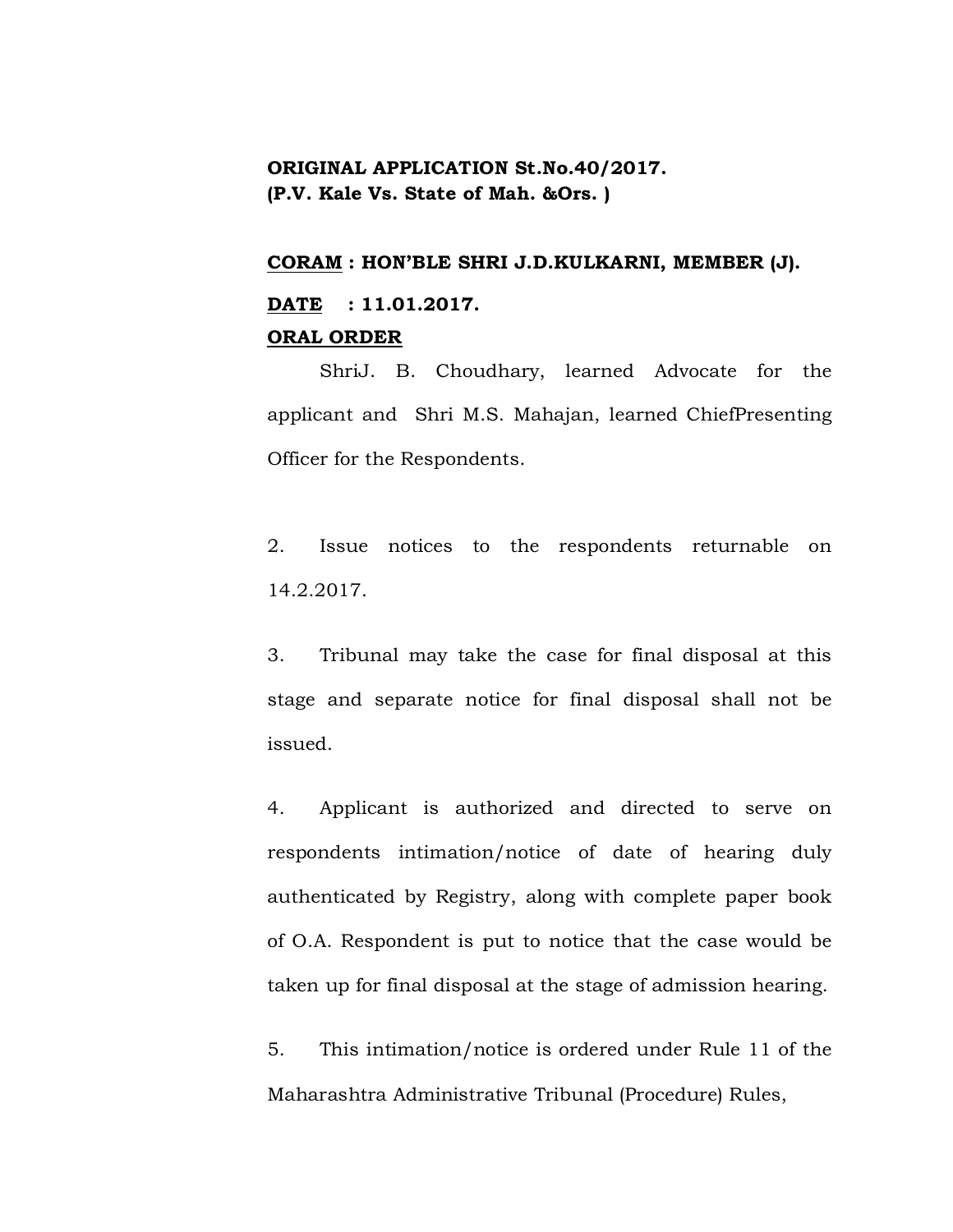**ORIGINAL APPLICATION St.No.40/2017.**
**(P.V. Kale Vs. State of Mah. &Ors. )**

**<u>CORAM</u> : HON'BLE SHRI J.D.KULKARNI, MEMBER (J).**

**<u>DATE</u> : 11.01.2017.**

**<u>ORAL ORDER</u>**

ShriJ. B. Choudhary, learned Advocate for the applicant and Shri M.S. Mahajan, learned ChiefPresenting Officer for the Respondents.

2. Issue notices to the respondents returnable on 14.2.2017.

3. Tribunal may take the case for final disposal at this stage and separate notice for final disposal shall not be issued.

4. Applicant is authorized and directed to serve on respondents intimation/notice of date of hearing duly authenticated by Registry, along with complete paper book of O.A. Respondent is put to notice that the case would be taken up for final disposal at the stage of admission hearing.

5. This intimation/notice is ordered under Rule 11 of the Maharashtra Administrative Tribunal (Procedure) Rules,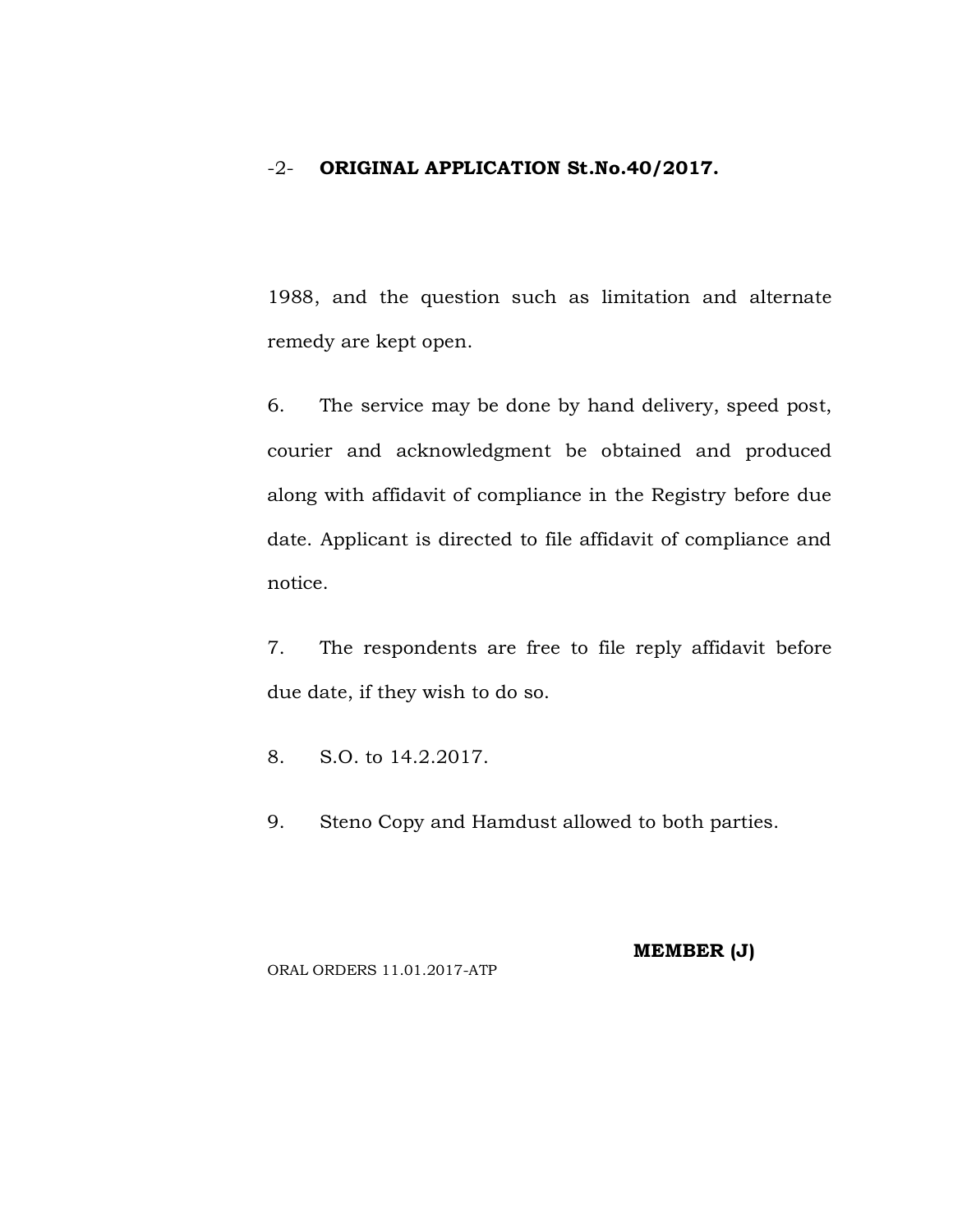-2- **ORIGINAL APPLICATION St.No.40/2017.**

1988, and the question such as limitation and alternate remedy are kept open.

6. The service may be done by hand delivery, speed post, courier and acknowledgment be obtained and produced along with affidavit of compliance in the Registry before due date. Applicant is directed to file affidavit of compliance and notice.

7. The respondents are free to file reply affidavit before due date, if they wish to do so.

8. S.O. to 14.2.2017.

9. Steno Copy and Hamdust allowed to both parties.

**MEMBER (J)**

ORAL ORDERS 11.01.2017-ATP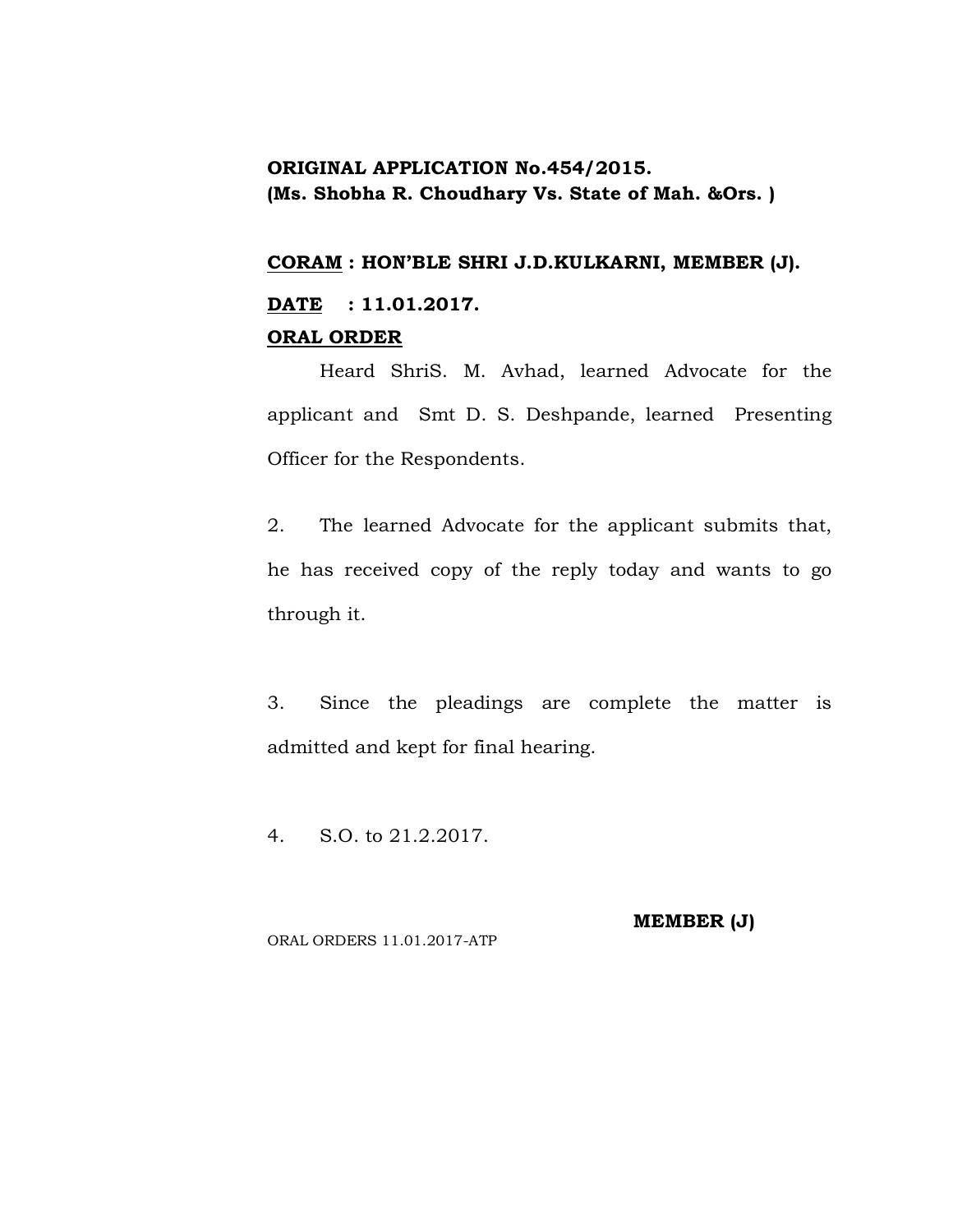**ORIGINAL APPLICATION No.454/2015.**
**(Ms. Shobha R. Choudhary Vs. State of Mah. &Ors. )**

**<u>CORAM</u> : HON'BLE SHRI J.D.KULKARNI, MEMBER (J).**

**<u>DATE</u> : 11.01.2017.**

**<u>ORAL ORDER</u>**

Heard ShriS. M. Avhad, learned Advocate for the applicant and Smt D. S. Deshpande, learned Presenting Officer for the Respondents.

2. The learned Advocate for the applicant submits that, he has received copy of the reply today and wants to go through it.

3. Since the pleadings are complete the matter is admitted and kept for final hearing.

4. S.O. to 21.2.2017.

**MEMBER (J)**

ORAL ORDERS 11.01.2017-ATP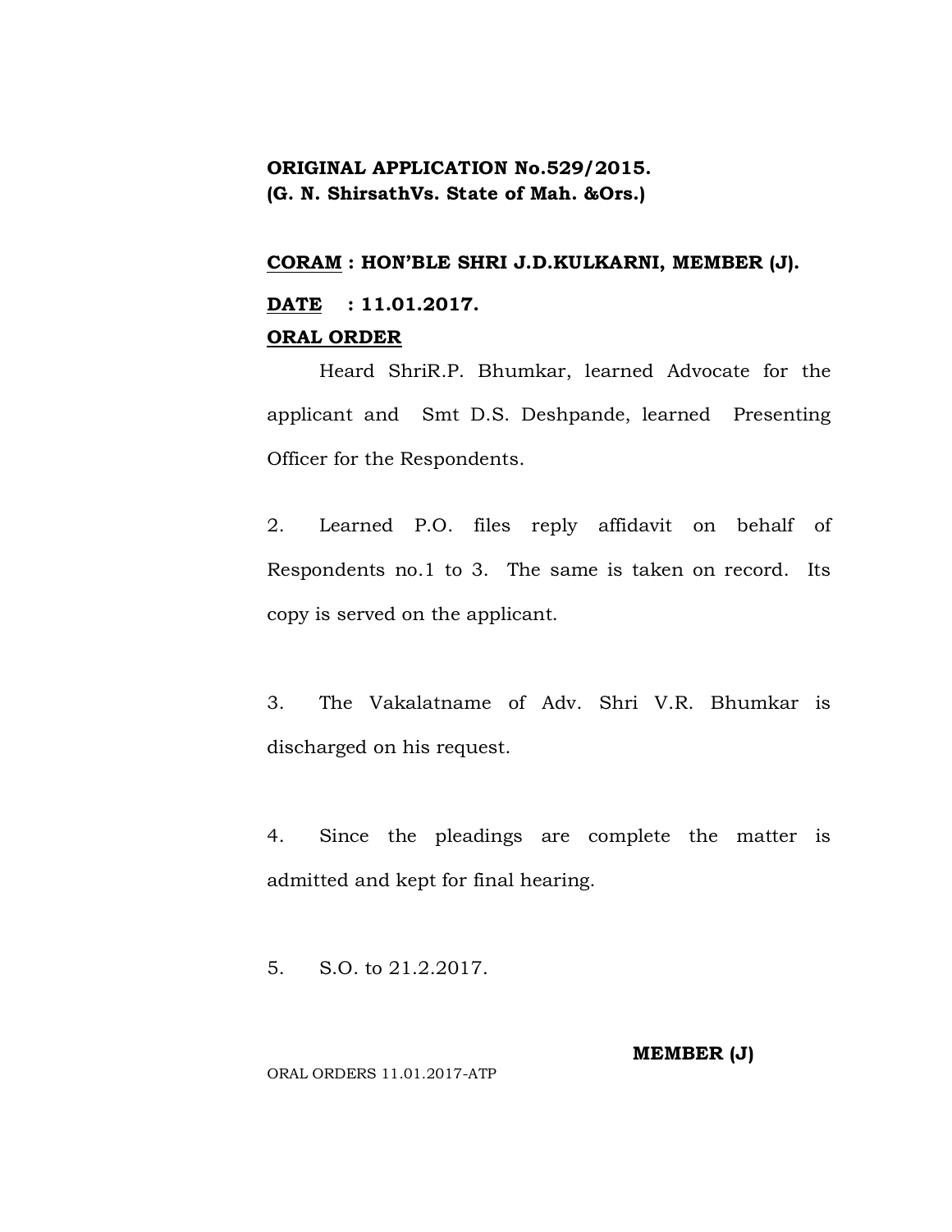**ORIGINAL APPLICATION No.529/2015.**
**(G. N. ShirsathVs. State of Mah. &Ors.)**

**<u>CORAM</u> : HON'BLE SHRI J.D.KULKARNI, MEMBER (J).**

**<u>DATE</u> : 11.01.2017.**

**<u>ORAL ORDER</u>**

Heard ShriR.P. Bhumkar, learned Advocate for the applicant and Smt D.S. Deshpande, learned Presenting Officer for the Respondents.

2. Learned P.O. files reply affidavit on behalf of Respondents no.1 to 3. The same is taken on record. Its copy is served on the applicant.

3. The Vakalatname of Adv. Shri V.R. Bhumkar is discharged on his request.

4. Since the pleadings are complete the matter is admitted and kept for final hearing.

5. S.O. to 21.2.2017.

**MEMBER (J)**

ORAL ORDERS 11.01.2017-ATP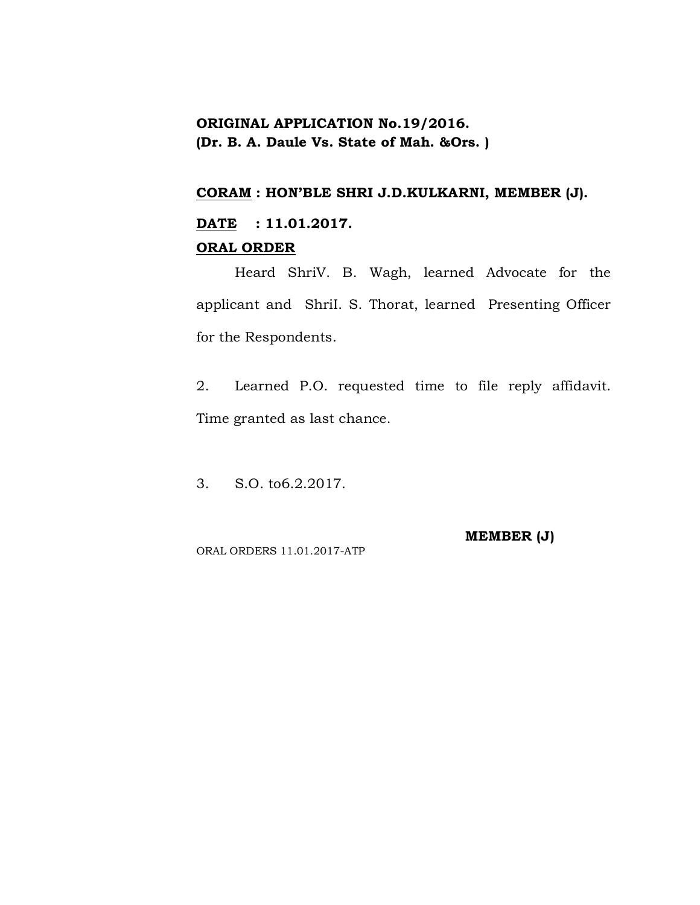**ORIGINAL APPLICATION No.19/2016.**
**(Dr. B. A. Daule Vs. State of Mah. &Ors. )**

**<u>CORAM</u> : HON'BLE SHRI J.D.KULKARNI, MEMBER (J).**

**<u>DATE</u> : 11.01.2017.**

**<u>ORAL ORDER</u>**

Heard ShriV. B. Wagh, learned Advocate for the applicant and ShriI. S. Thorat, learned Presenting Officer for the Respondents.

2. Learned P.O. requested time to file reply affidavit. Time granted as last chance.

3. S.O. to6.2.2017.

**MEMBER (J)**

ORAL ORDERS 11.01.2017-ATP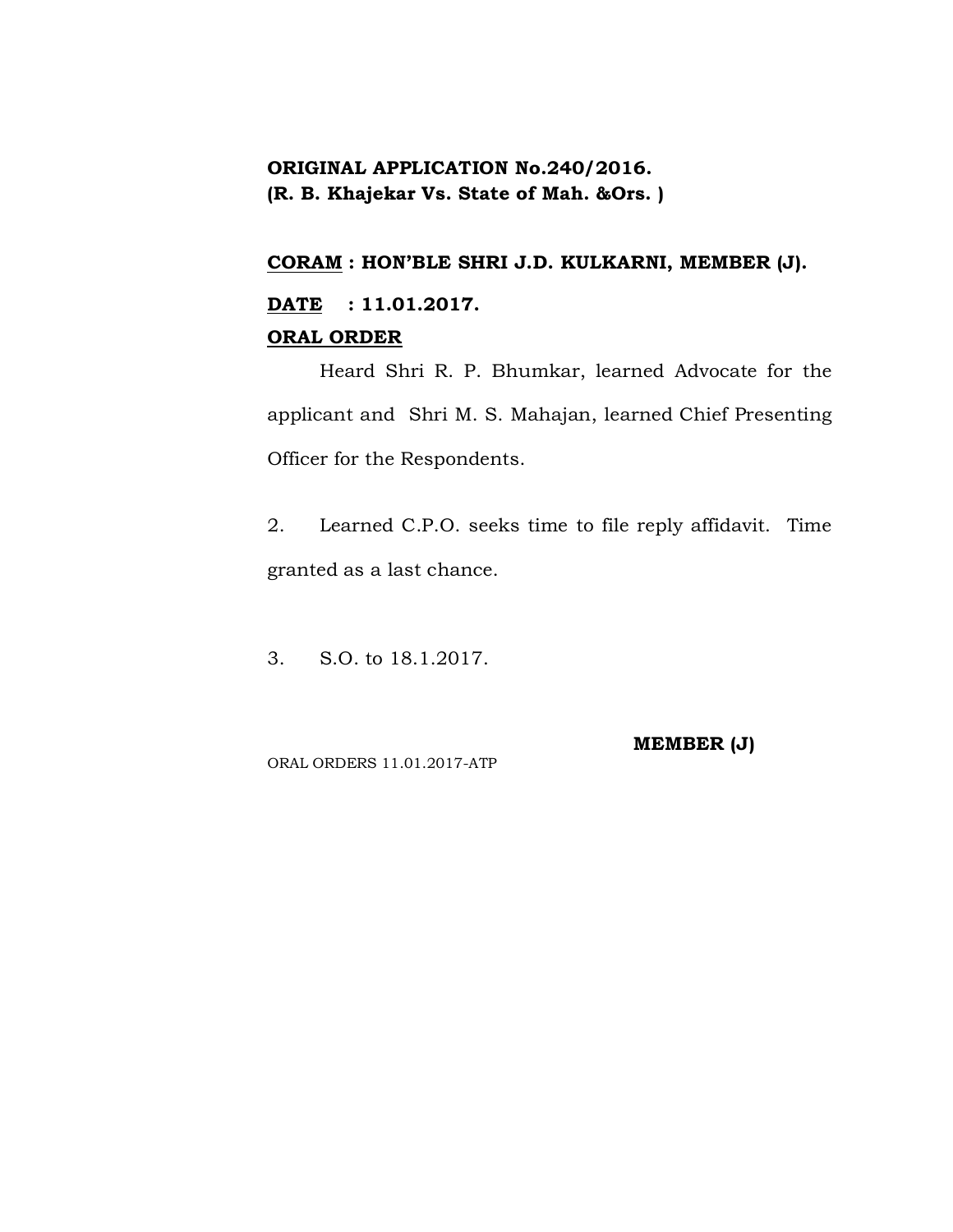**ORIGINAL APPLICATION No.240/2016.**
**(R. B. Khajekar Vs. State of Mah. &Ors. )**

**CORAM : HON'BLE SHRI J.D. KULKARNI, MEMBER (J).**

**DATE : 11.01.2017.**

**ORAL ORDER**

Heard Shri R. P. Bhumkar, learned Advocate for the applicant and Shri M. S. Mahajan, learned Chief Presenting Officer for the Respondents.

2. Learned C.P.O. seeks time to file reply affidavit. Time granted as a last chance.

3. S.O. to 18.1.2017.

**MEMBER (J)**

ORAL ORDERS 11.01.2017-ATP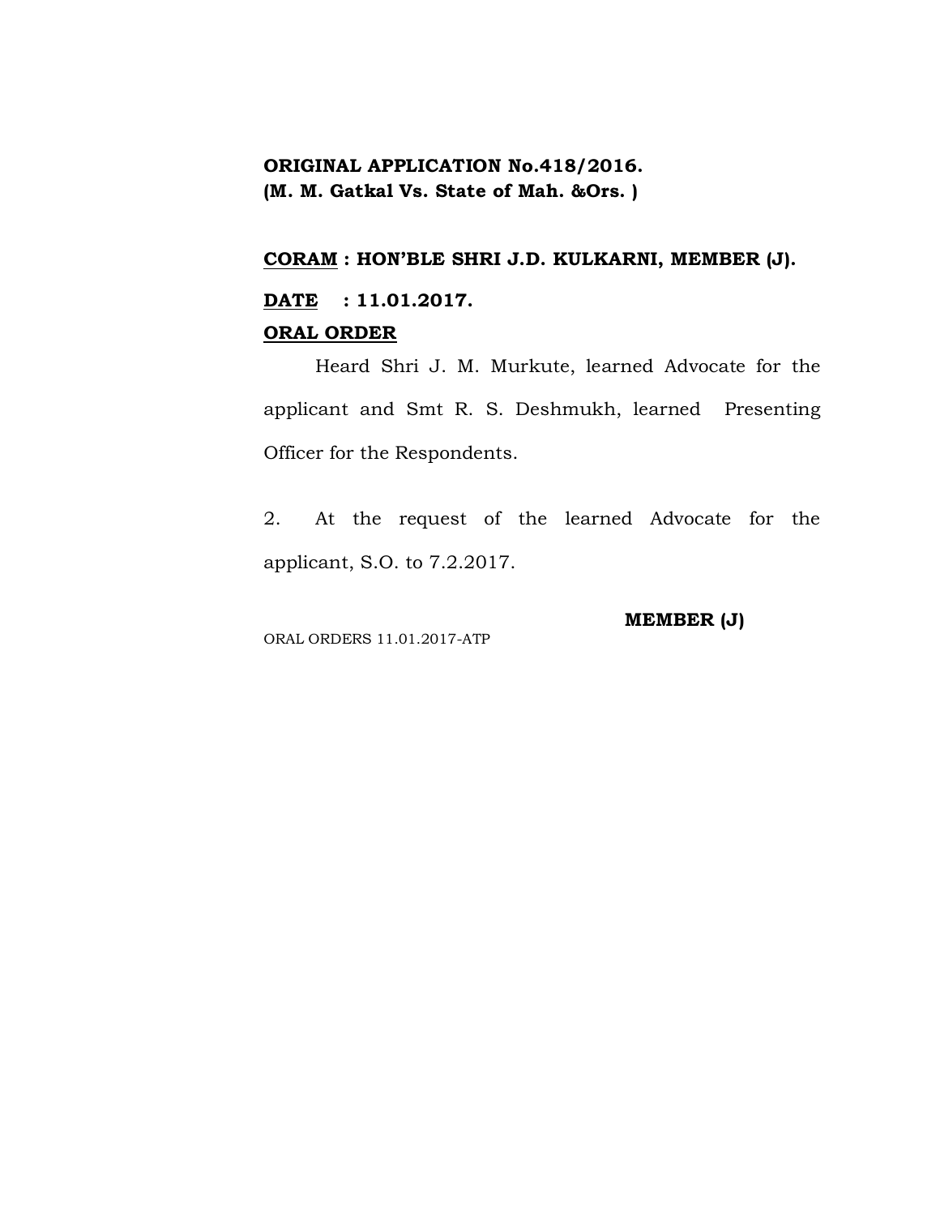**ORIGINAL APPLICATION No.418/2016.**
**(M. M. Gatkal Vs. State of Mah. &Ors. )**

**<u>CORAM</u> : HON'BLE SHRI J.D. KULKARNI, MEMBER (J).**

**<u>DATE</u> : 11.01.2017.**

**<u>ORAL ORDER</u>**

Heard Shri J. M. Murkute, learned Advocate for the applicant and Smt R. S. Deshmukh, learned Presenting Officer for the Respondents.

2. At the request of the learned Advocate for the applicant, S.O. to 7.2.2017.

**MEMBER (J)**

ORAL ORDERS 11.01.2017-ATP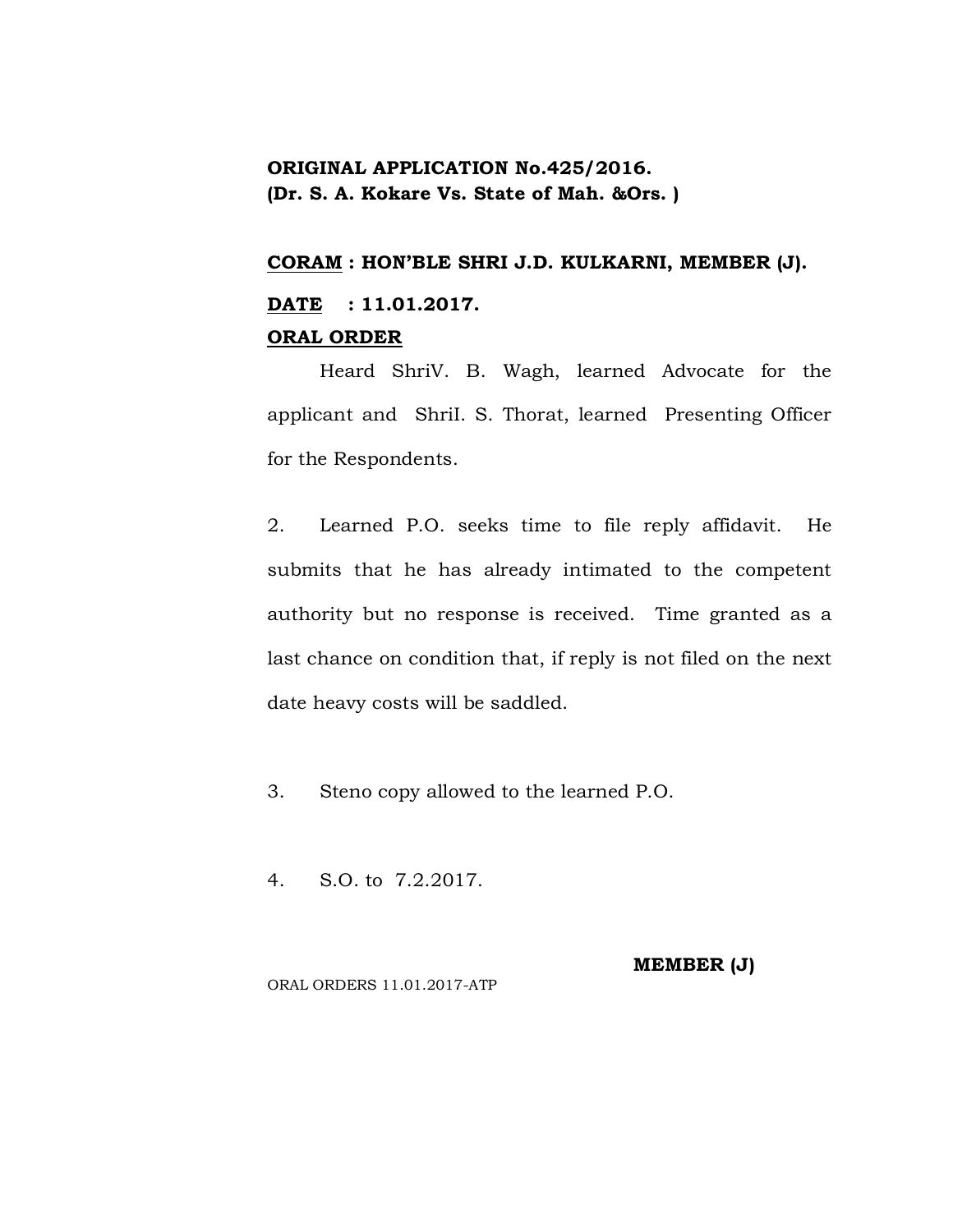**ORIGINAL APPLICATION No.425/2016.**
**(Dr. S. A. Kokare Vs. State of Mah. &Ors. )**

**<u>CORAM</u> : HON'BLE SHRI J.D. KULKARNI, MEMBER (J).**

**<u>DATE</u> : 11.01.2017.**

**<u>ORAL ORDER</u>**

Heard ShriV. B. Wagh, learned Advocate for the applicant and ShriI. S. Thorat, learned Presenting Officer for the Respondents.

2. Learned P.O. seeks time to file reply affidavit. He submits that he has already intimated to the competent authority but no response is received. Time granted as a last chance on condition that, if reply is not filed on the next date heavy costs will be saddled.

3. Steno copy allowed to the learned P.O.

4. S.O. to 7.2.2017.

**MEMBER (J)**

ORAL ORDERS 11.01.2017-ATP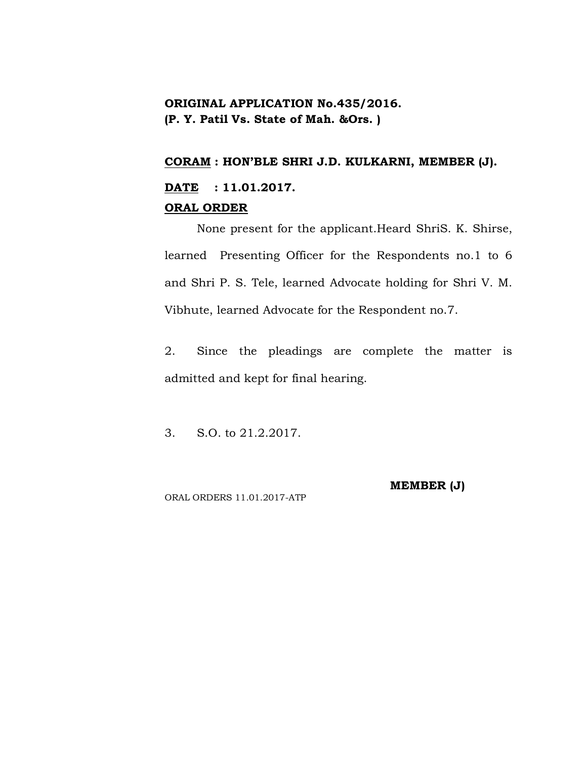**ORIGINAL APPLICATION No.435/2016.**
**(P. Y. Patil Vs. State of Mah. &Ors. )**

**CORAM : HON'BLE SHRI J.D. KULKARNI, MEMBER (J).**

**DATE : 11.01.2017.**

**ORAL ORDER**

None present for the applicant.Heard ShriS. K. Shirse, learned Presenting Officer for the Respondents no.1 to 6 and Shri P. S. Tele, learned Advocate holding for Shri V. M. Vibhute, learned Advocate for the Respondent no.7.

2. Since the pleadings are complete the matter is admitted and kept for final hearing.

3. S.O. to 21.2.2017.

**MEMBER (J)**

ORAL ORDERS 11.01.2017-ATP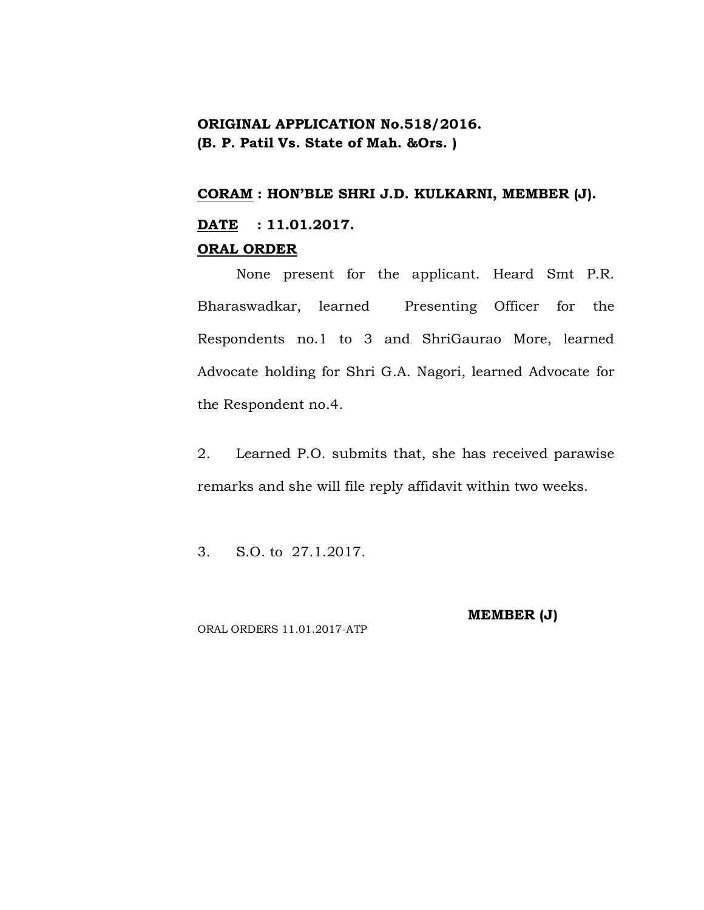**ORIGINAL APPLICATION No.518/2016.**
**(B. P. Patil Vs. State of Mah. &Ors. )**

**<u>CORAM</u> : HON'BLE SHRI J.D. KULKARNI, MEMBER (J).**

**<u>DATE</u> : 11.01.2017.**

**<u>ORAL ORDER</u>**

None present for the applicant. Heard Smt P.R. Bharaswadkar, learned Presenting Officer for the Respondents no.1 to 3 and ShriGaurao More, learned Advocate holding for Shri G.A. Nagori, learned Advocate for the Respondent no.4.

2. Learned P.O. submits that, she has received parawise remarks and she will file reply affidavit within two weeks.

3. S.O. to 27.1.2017.

**MEMBER (J)**

ORAL ORDERS 11.01.2017-ATP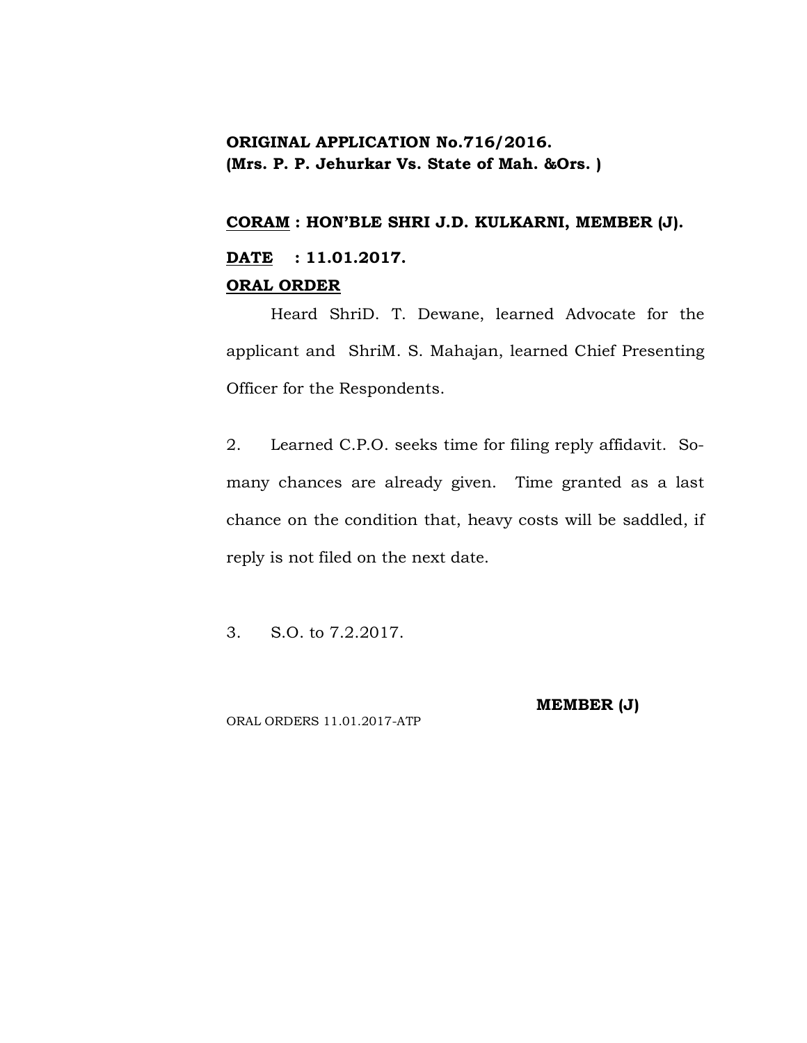**ORIGINAL APPLICATION No.716/2016.**
**(Mrs. P. P. Jehurkar Vs. State of Mah. &Ors. )**

**<u>CORAM</u> : HON'BLE SHRI J.D. KULKARNI, MEMBER (J).**

**<u>DATE</u> : 11.01.2017.**

**<u>ORAL ORDER</u>**

Heard ShriD. T. Dewane, learned Advocate for the applicant and ShriM. S. Mahajan, learned Chief Presenting Officer for the Respondents.

2. Learned C.P.O. seeks time for filing reply affidavit. So-many chances are already given. Time granted as a last chance on the condition that, heavy costs will be saddled, if reply is not filed on the next date.

3. S.O. to 7.2.2017.

**MEMBER (J)**

ORAL ORDERS 11.01.2017-ATP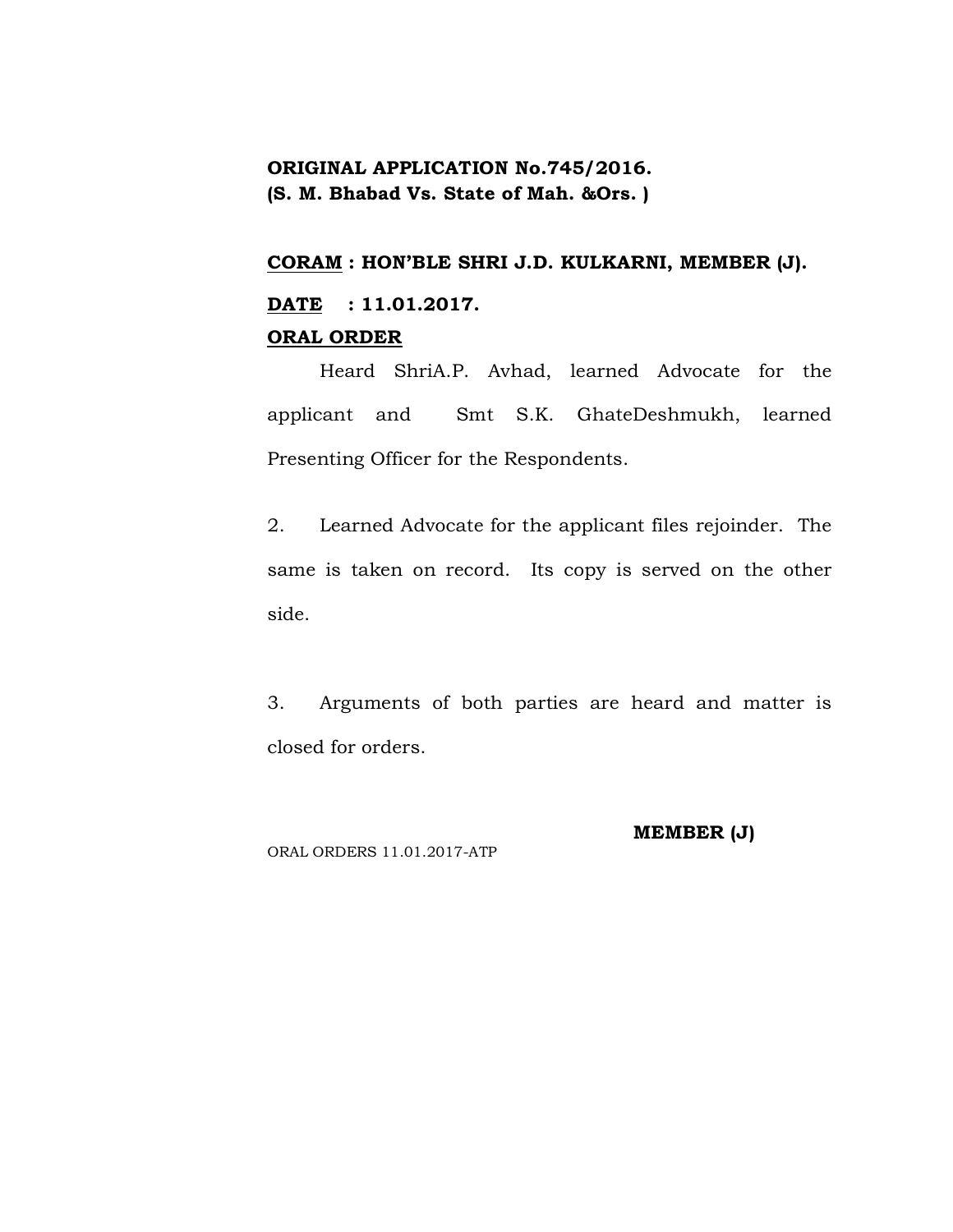**ORIGINAL APPLICATION No.745/2016.**
**(S. M. Bhabad Vs. State of Mah. &Ors. )**

**<u>CORAM</u> : HON'BLE SHRI J.D. KULKARNI, MEMBER (J).**

**<u>DATE</u> : 11.01.2017.**

**<u>ORAL ORDER</u>**

Heard ShriA.P. Avhad, learned Advocate for the applicant and Smt S.K. GhateDeshmukh, learned Presenting Officer for the Respondents.

2. Learned Advocate for the applicant files rejoinder. The same is taken on record. Its copy is served on the other side.

3. Arguments of both parties are heard and matter is closed for orders.

**MEMBER (J)**

ORAL ORDERS 11.01.2017-ATP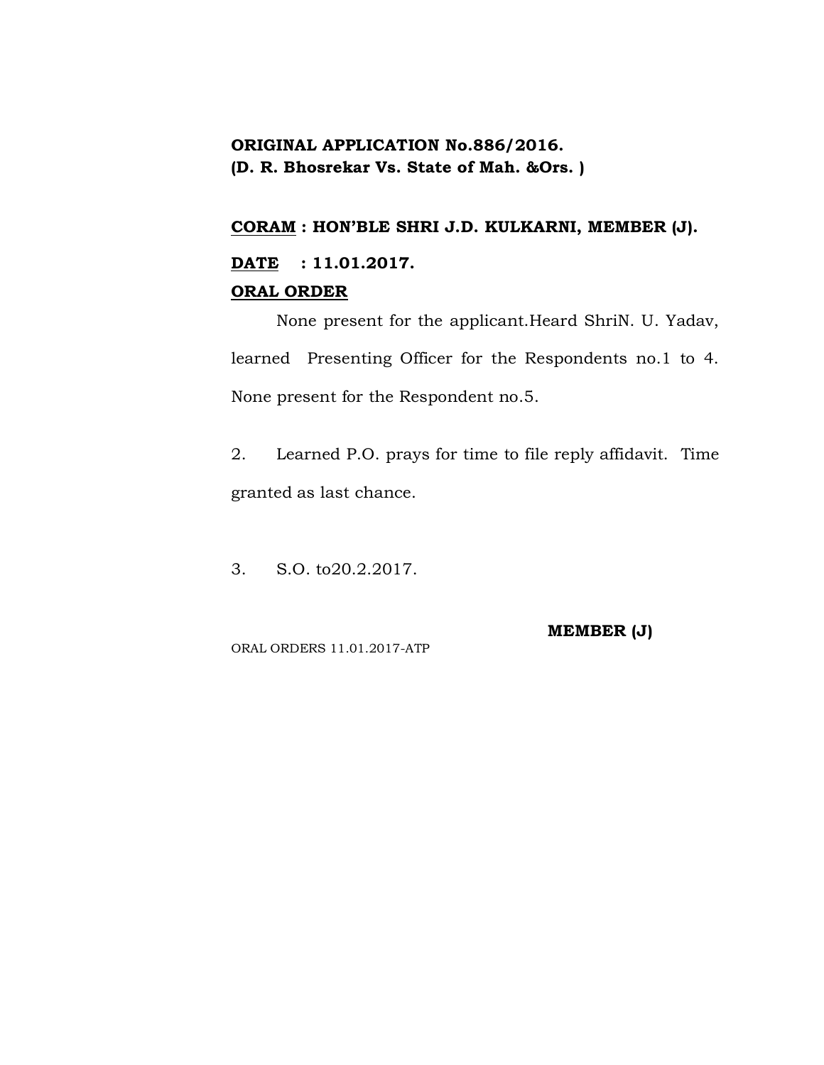**ORIGINAL APPLICATION No.886/2016.**
**(D. R. Bhosrekar Vs. State of Mah. &Ors. )**

**<u>CORAM</u> : HON'BLE SHRI J.D. KULKARNI, MEMBER (J).**

**<u>DATE</u> : 11.01.2017.**

**<u>ORAL ORDER</u>**

None present for the applicant.Heard ShriN. U. Yadav, learned Presenting Officer for the Respondents no.1 to 4. None present for the Respondent no.5.

2. Learned P.O. prays for time to file reply affidavit. Time granted as last chance.

3. S.O. to20.2.2017.

**MEMBER (J)**

ORAL ORDERS 11.01.2017-ATP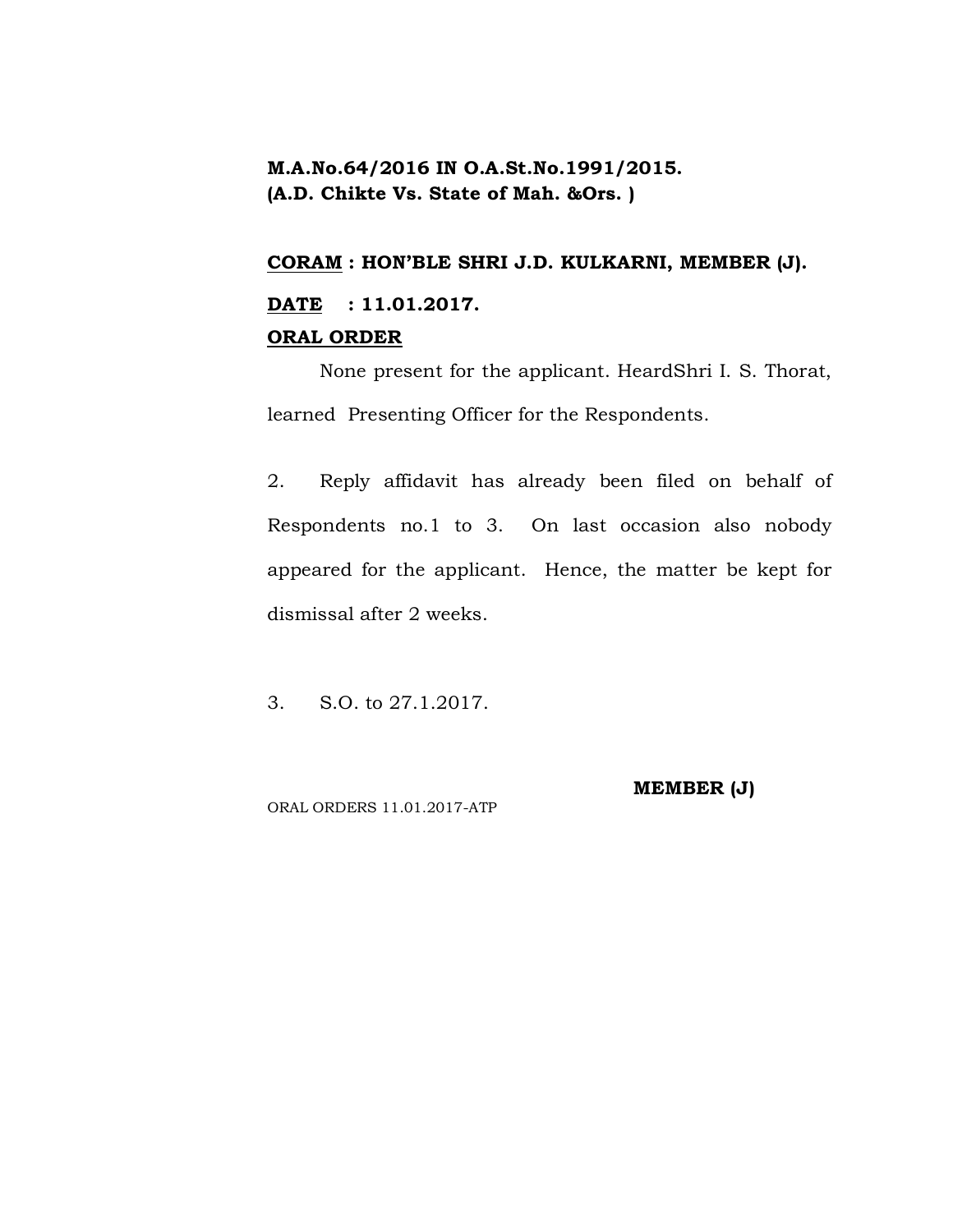**M.A.No.64/2016 IN O.A.St.No.1991/2015.**
**(A.D. Chikte Vs. State of Mah. &Ors. )**

**CORAM : HON'BLE SHRI J.D. KULKARNI, MEMBER (J).**

**DATE : 11.01.2017.**

**ORAL ORDER**

None present for the applicant. HeardShri I. S. Thorat, learned Presenting Officer for the Respondents.

2. Reply affidavit has already been filed on behalf of Respondents no.1 to 3. On last occasion also nobody appeared for the applicant. Hence, the matter be kept for dismissal after 2 weeks.

3. S.O. to 27.1.2017.

**MEMBER (J)**

ORAL ORDERS 11.01.2017-ATP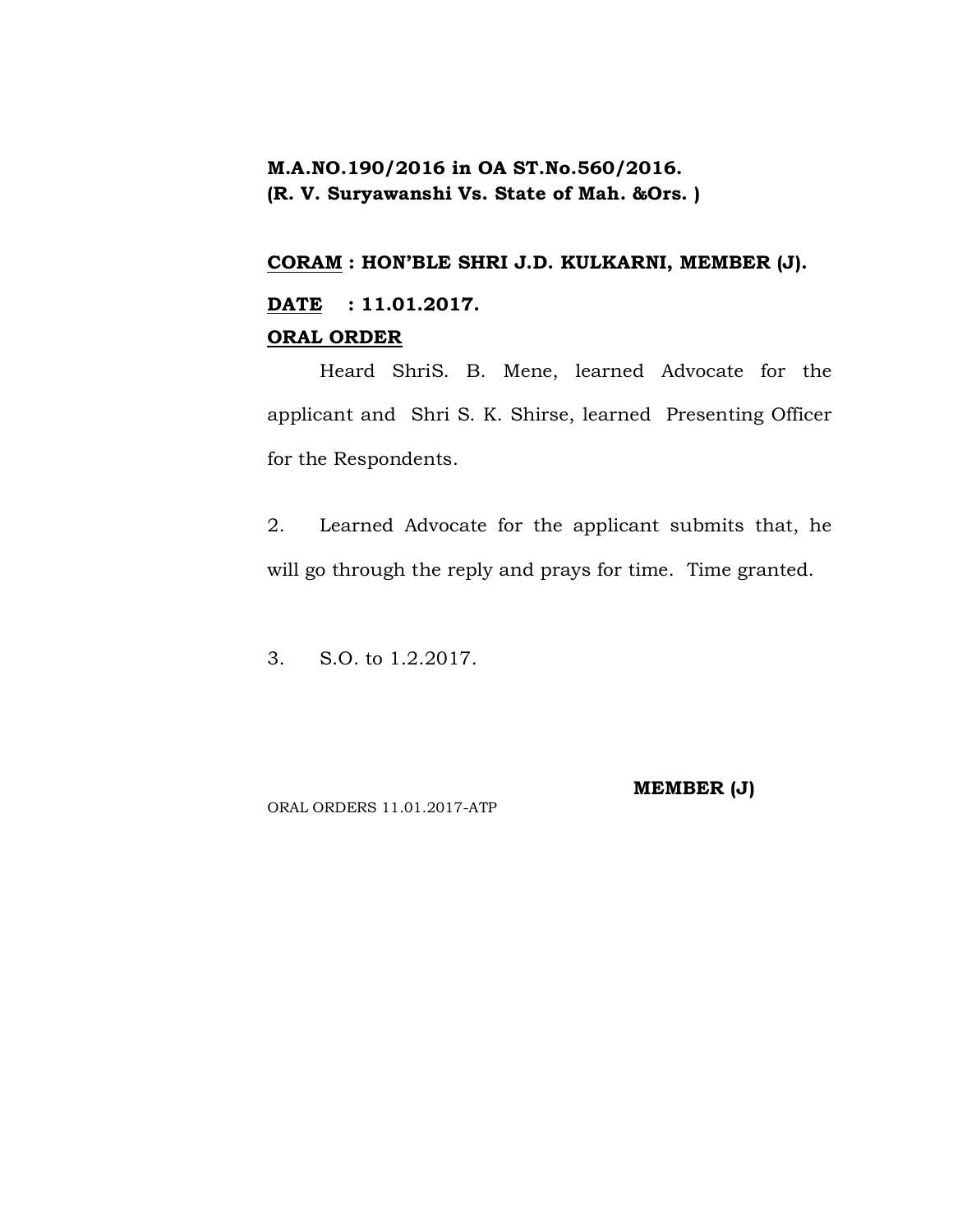**M.A.NO.190/2016 in OA ST.No.560/2016.**
**(R. V. Suryawanshi Vs. State of Mah. &Ors. )**

**CORAM : HON'BLE SHRI J.D. KULKARNI, MEMBER (J).**

**DATE : 11.01.2017.**

**ORAL ORDER**

Heard ShriS. B. Mene, learned Advocate for the applicant and Shri S. K. Shirse, learned Presenting Officer for the Respondents.

2. Learned Advocate for the applicant submits that, he will go through the reply and prays for time. Time granted.

3. S.O. to 1.2.2017.

**MEMBER (J)**

ORAL ORDERS 11.01.2017-ATP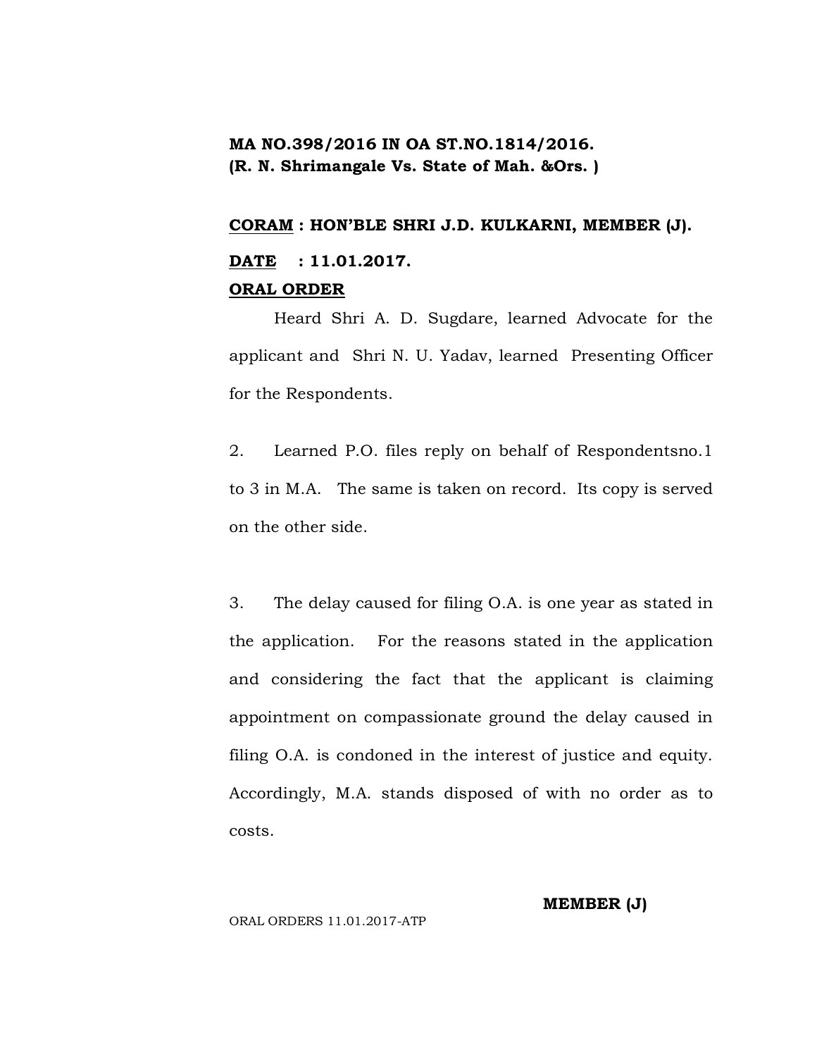**MA NO.398/2016 IN OA ST.NO.1814/2016.**
**(R. N. Shrimangale Vs. State of Mah. &Ors. )**

**<u>CORAM</u> : HON'BLE SHRI J.D. KULKARNI, MEMBER (J).**

**<u>DATE</u> : 11.01.2017.**

**<u>ORAL ORDER</u>**

Heard Shri A. D. Sugdare, learned Advocate for the applicant and Shri N. U. Yadav, learned Presenting Officer for the Respondents.

2. Learned P.O. files reply on behalf of Respondentsno.1 to 3 in M.A. The same is taken on record. Its copy is served on the other side.

3. The delay caused for filing O.A. is one year as stated in the application. For the reasons stated in the application and considering the fact that the applicant is claiming appointment on compassionate ground the delay caused in filing O.A. is condoned in the interest of justice and equity. Accordingly, M.A. stands disposed of with no order as to costs.

**MEMBER (J)**

ORAL ORDERS 11.01.2017-ATP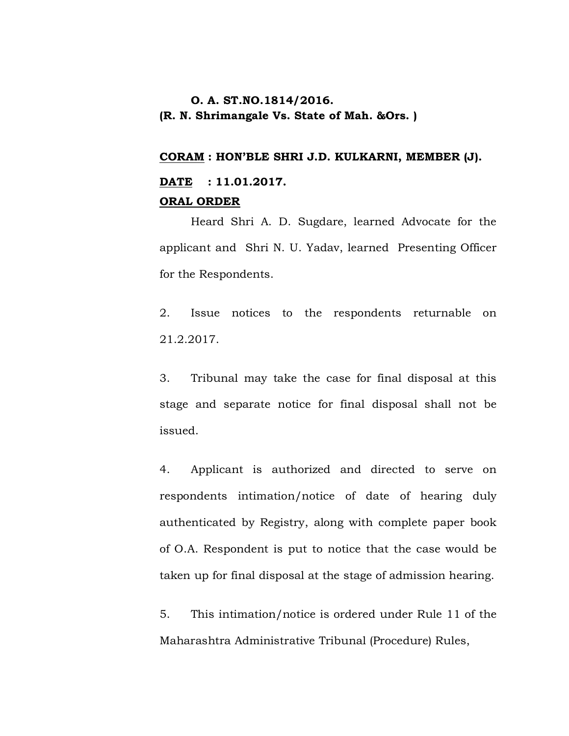**O. A. ST.NO.1814/2016.**
**(R. N. Shrimangale Vs. State of Mah. &Ors. )**

**<u>CORAM</u> : HON'BLE SHRI J.D. KULKARNI, MEMBER (J).**

**<u>DATE</u> : 11.01.2017.**

**<u>ORAL ORDER</u>**

Heard Shri A. D. Sugdare, learned Advocate for the applicant and Shri N. U. Yadav, learned Presenting Officer for the Respondents.

2. Issue notices to the respondents returnable on 21.2.2017.

3. Tribunal may take the case for final disposal at this stage and separate notice for final disposal shall not be issued.

4. Applicant is authorized and directed to serve on respondents intimation/notice of date of hearing duly authenticated by Registry, along with complete paper book of O.A. Respondent is put to notice that the case would be taken up for final disposal at the stage of admission hearing.

5. This intimation/notice is ordered under Rule 11 of the Maharashtra Administrative Tribunal (Procedure) Rules,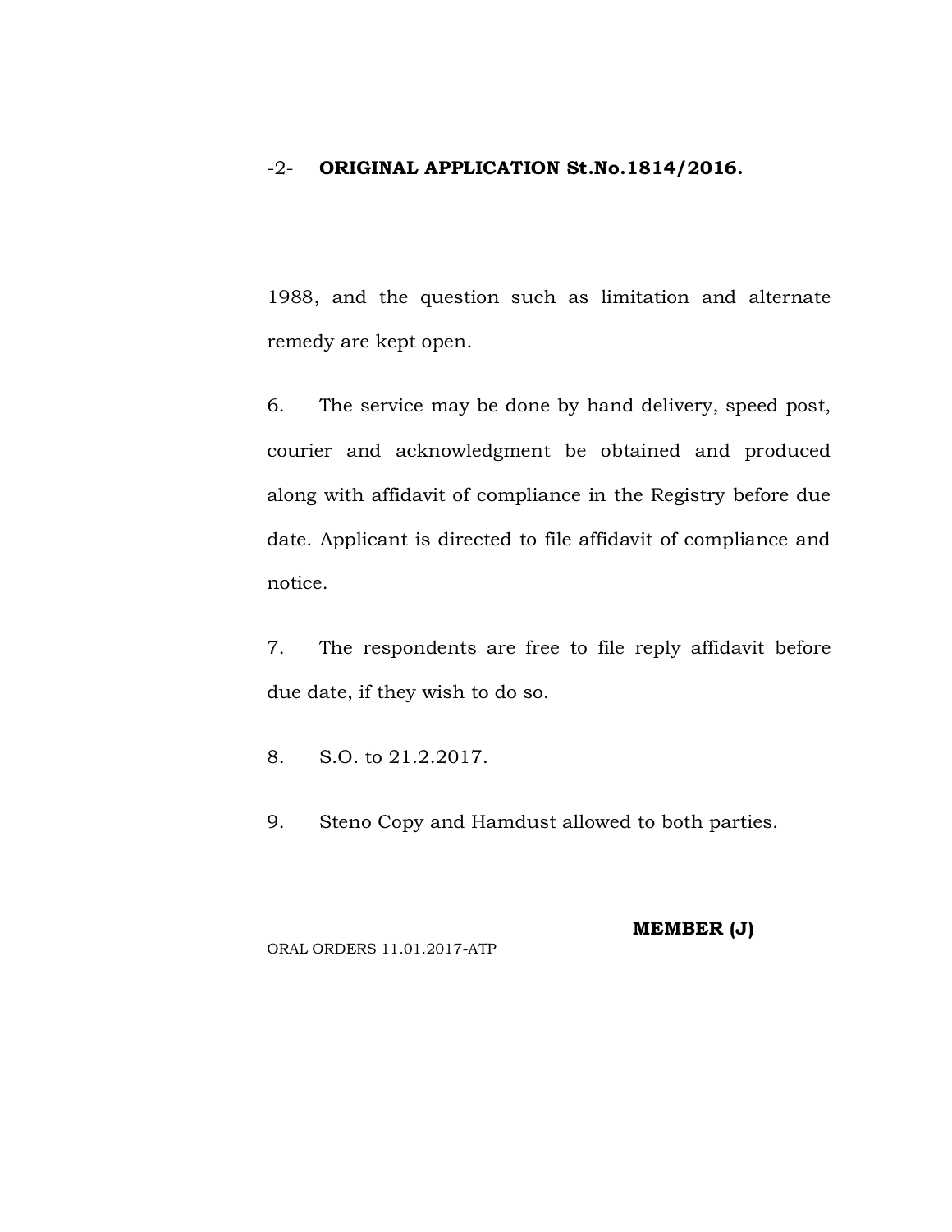-2- **ORIGINAL APPLICATION St.No.1814/2016.**

1988, and the question such as limitation and alternate remedy are kept open.

6. The service may be done by hand delivery, speed post, courier and acknowledgment be obtained and produced along with affidavit of compliance in the Registry before due date. Applicant is directed to file affidavit of compliance and notice.

7. The respondents are free to file reply affidavit before due date, if they wish to do so.

8. S.O. to 21.2.2017.

9. Steno Copy and Hamdust allowed to both parties.

**MEMBER (J)**

ORAL ORDERS 11.01.2017-ATP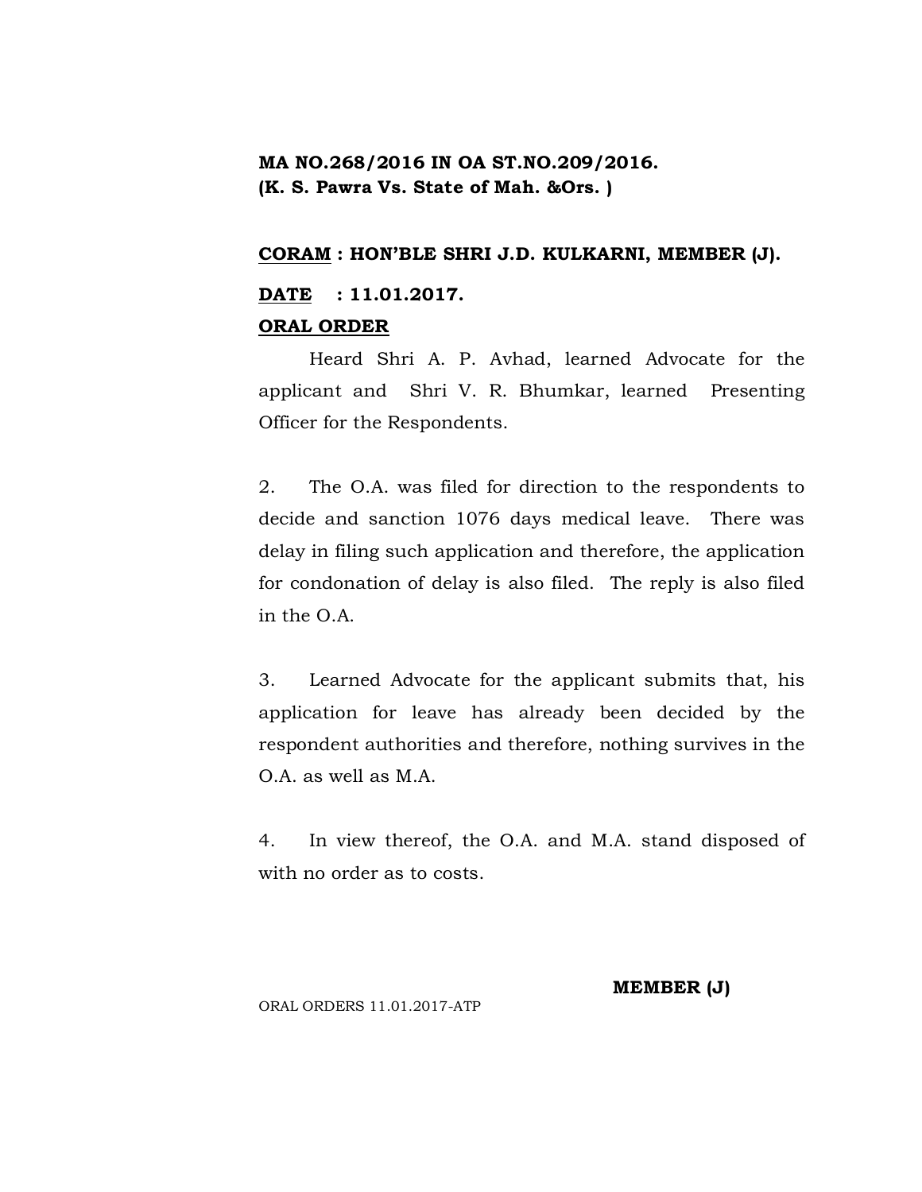**MA NO.268/2016 IN OA ST.NO.209/2016.**
**(K. S. Pawra Vs. State of Mah. &Ors. )**

**<u>CORAM</u> : HON'BLE SHRI J.D. KULKARNI, MEMBER (J).**

**<u>DATE</u> : 11.01.2017.**

**<u>ORAL ORDER</u>**

Heard Shri A. P. Avhad, learned Advocate for the applicant and Shri V. R. Bhumkar, learned Presenting Officer for the Respondents.

2. The O.A. was filed for direction to the respondents to decide and sanction 1076 days medical leave. There was delay in filing such application and therefore, the application for condonation of delay is also filed. The reply is also filed in the O.A.

3. Learned Advocate for the applicant submits that, his application for leave has already been decided by the respondent authorities and therefore, nothing survives in the O.A. as well as M.A.

4. In view thereof, the O.A. and M.A. stand disposed of with no order as to costs.

**MEMBER (J)**

ORAL ORDERS 11.01.2017-ATP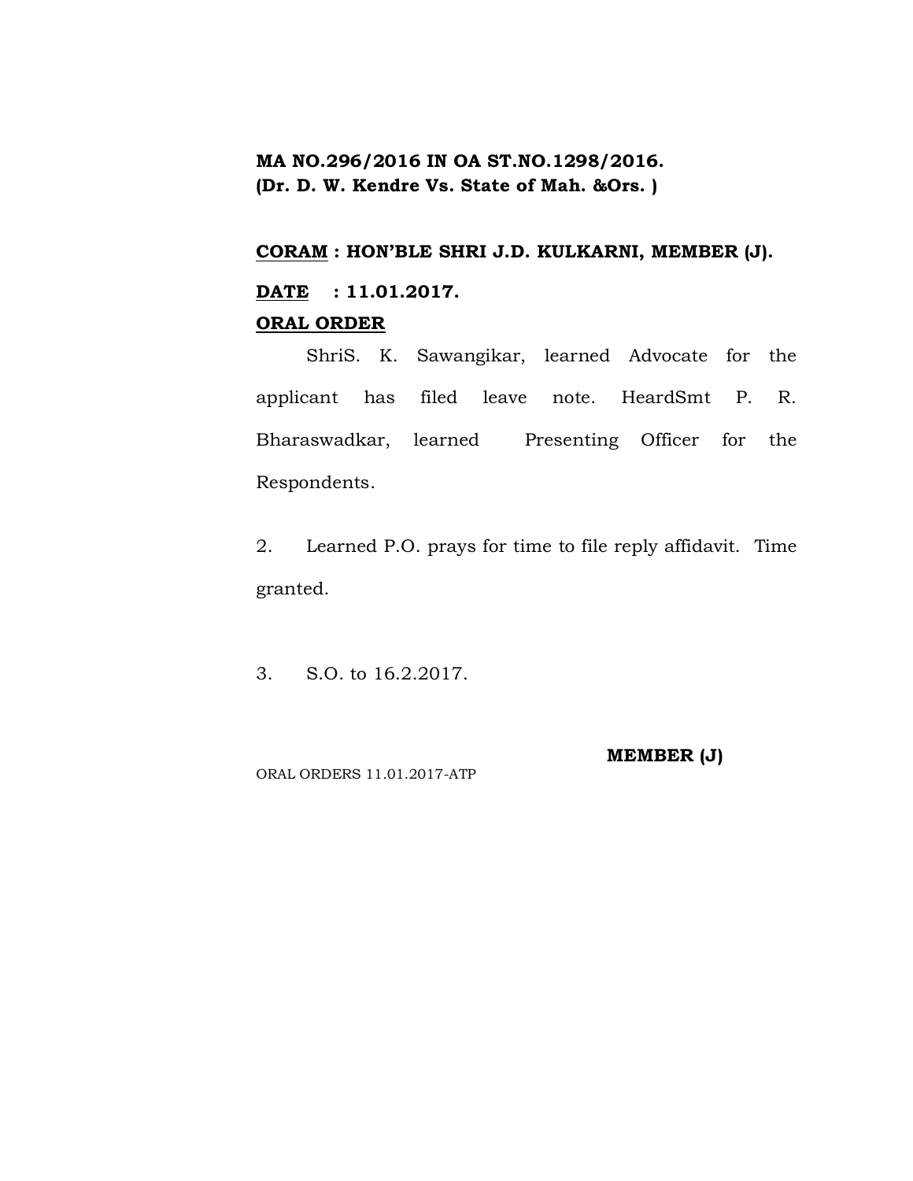**MA NO.296/2016 IN OA ST.NO.1298/2016.**
**(Dr. D. W. Kendre Vs. State of Mah. &Ors. )**

**<u>CORAM</u> : HON'BLE SHRI J.D. KULKARNI, MEMBER (J).**

**<u>DATE</u> : 11.01.2017.**

**<u>ORAL ORDER</u>**

ShriS. K. Sawangikar, learned Advocate for the applicant has filed leave note. HeardSmt P. R. Bharaswadkar, learned Presenting Officer for the Respondents.

2. Learned P.O. prays for time to file reply affidavit. Time granted.

3. S.O. to 16.2.2017.

**MEMBER (J)**

ORAL ORDERS 11.01.2017-ATP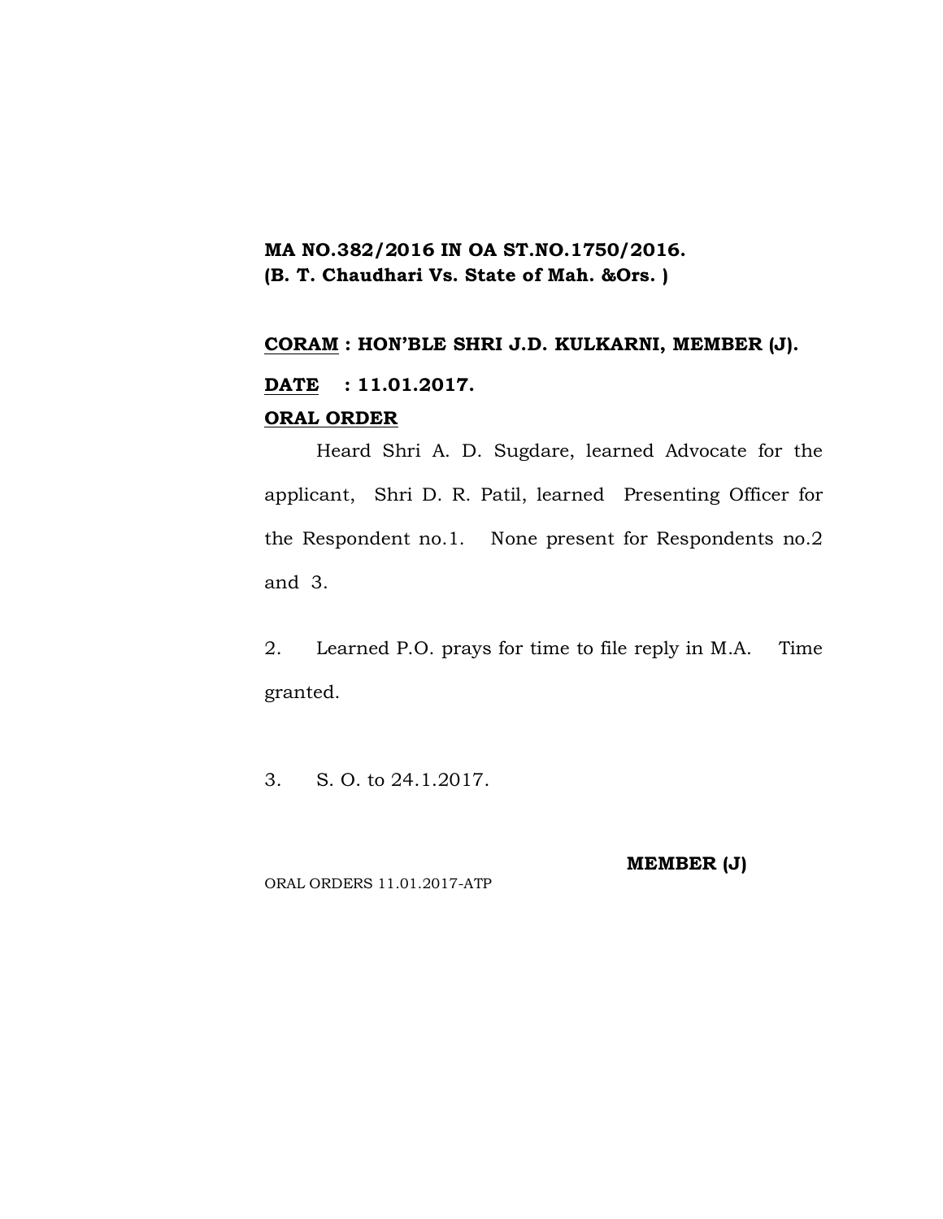**MA NO.382/2016 IN OA ST.NO.1750/2016.**
**(B. T. Chaudhari Vs. State of Mah. &Ors. )**

**<u>CORAM</u> : HON'BLE SHRI J.D. KULKARNI, MEMBER (J).**

**<u>DATE</u> : 11.01.2017.**

**<u>ORAL ORDER</u>**

Heard Shri A. D. Sugdare, learned Advocate for the applicant, Shri D. R. Patil, learned Presenting Officer for the Respondent no.1. None present for Respondents no.2 and 3.

2. Learned P.O. prays for time to file reply in M.A. Time granted.

3. S. O. to 24.1.2017.

**MEMBER (J)**

ORAL ORDERS 11.01.2017-ATP